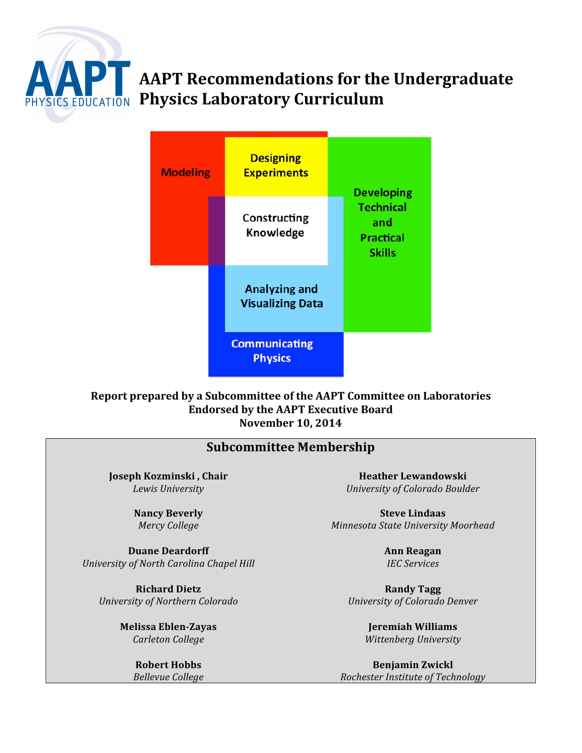# AAPT Recommendations for the Undergraduate Physics Laboratory Curriculum

Modeling

Designing Experiments

Developing Technical and Practical Skills

Constructing Knowledge

Analyzing and Visualizing Data

Communicating Physics

**Report prepared by a Subcommittee of the AAPT Committee on Laboratories**
**Endorsed by the AAPT Executive Board**
**November 10, 2014**

## Subcommittee Membership

**Joseph Kozminski , Chair**
*Lewis University*

**Nancy Beverly**
*Mercy College*

**Duane Deardorff**
*University of North Carolina Chapel Hill*

**Richard Dietz**
*University of Northern Colorado*

**Melissa Eblen-Zayas**
*Carleton College*

**Robert Hobbs**
*Bellevue College*

**Heather Lewandowski**
*University of Colorado Boulder*

**Steve Lindaas**
*Minnesota State University Moorhead*

**Ann Reagan**
*IEC Services*

**Randy Tagg**
*University of Colorado Denver*

**Jeremiah Williams**
*Wittenberg University*

**Benjamin Zwickl**
*Rochester Institute of Technology*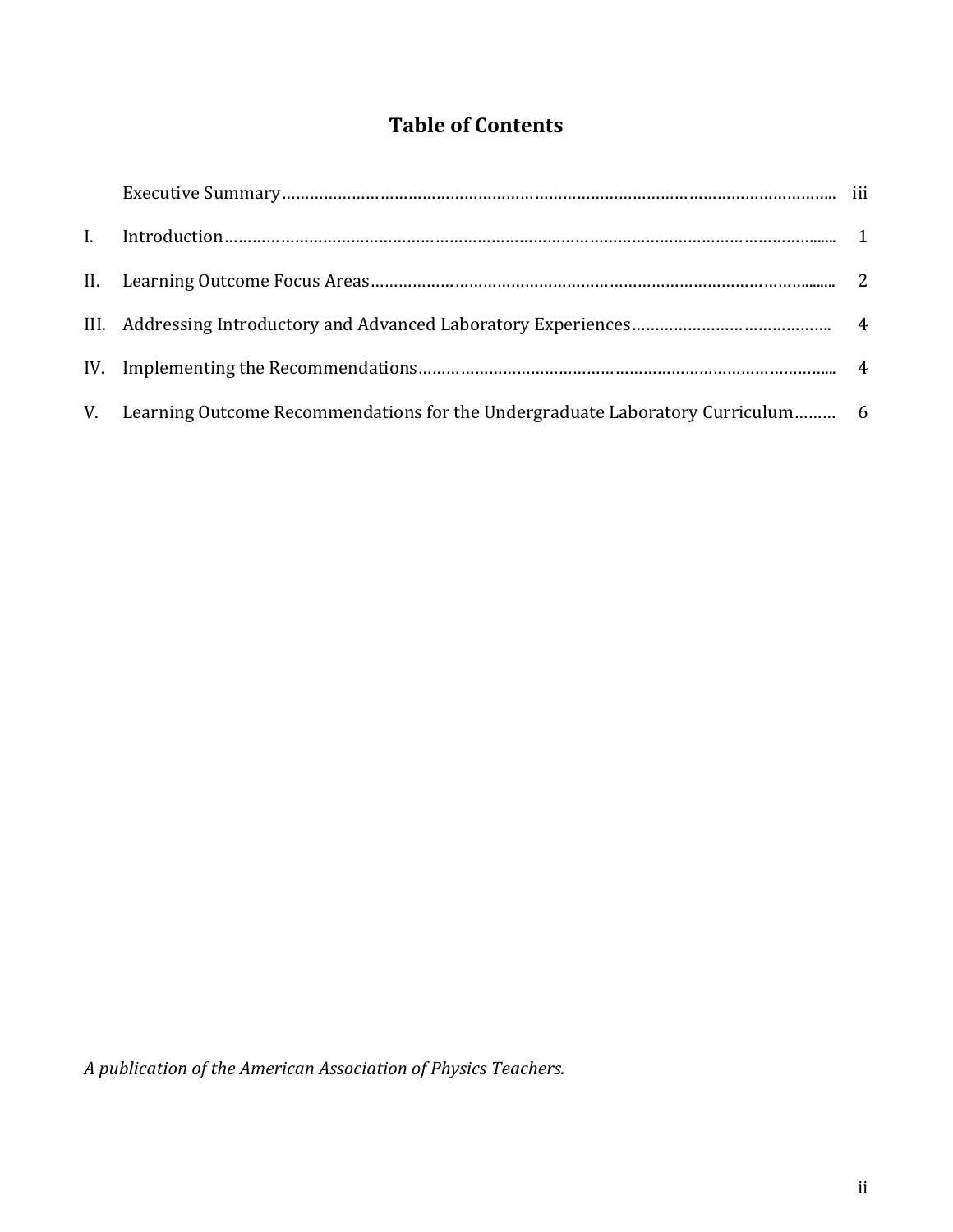# Table of Contents

| | | |
|---|---|---|
| | Executive Summary | iii |
| I. | Introduction | 1 |
| II. | Learning Outcome Focus Areas | 2 |
| III. | Addressing Introductory and Advanced Laboratory Experiences | 4 |
| IV. | Implementing the Recommendations | 4 |
| V. | Learning Outcome Recommendations for the Undergraduate Laboratory Curriculum | 6 |

*A publication of the American Association of Physics Teachers.*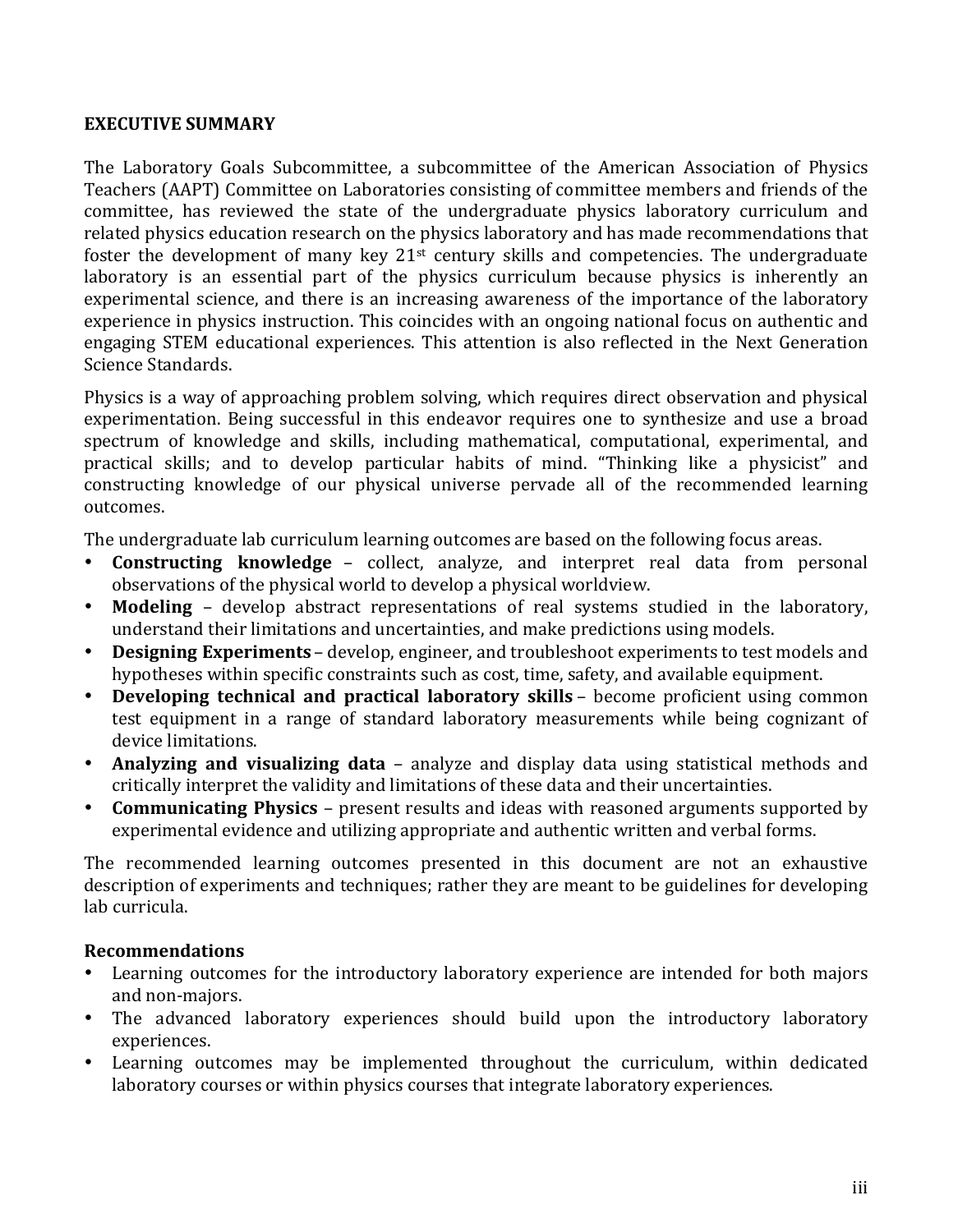## EXECUTIVE SUMMARY

The Laboratory Goals Subcommittee, a subcommittee of the American Association of Physics Teachers (AAPT) Committee on Laboratories consisting of committee members and friends of the committee, has reviewed the state of the undergraduate physics laboratory curriculum and related physics education research on the physics laboratory and has made recommendations that foster the development of many key 21st century skills and competencies. The undergraduate laboratory is an essential part of the physics curriculum because physics is inherently an experimental science, and there is an increasing awareness of the importance of the laboratory experience in physics instruction. This coincides with an ongoing national focus on authentic and engaging STEM educational experiences. This attention is also reflected in the Next Generation Science Standards.

Physics is a way of approaching problem solving, which requires direct observation and physical experimentation. Being successful in this endeavor requires one to synthesize and use a broad spectrum of knowledge and skills, including mathematical, computational, experimental, and practical skills; and to develop particular habits of mind. "Thinking like a physicist" and constructing knowledge of our physical universe pervade all of the recommended learning outcomes.

The undergraduate lab curriculum learning outcomes are based on the following focus areas.

- **Constructing knowledge** – collect, analyze, and interpret real data from personal observations of the physical world to develop a physical worldview.
- **Modeling** – develop abstract representations of real systems studied in the laboratory, understand their limitations and uncertainties, and make predictions using models.
- **Designing Experiments** – develop, engineer, and troubleshoot experiments to test models and hypotheses within specific constraints such as cost, time, safety, and available equipment.
- **Developing technical and practical laboratory skills** – become proficient using common test equipment in a range of standard laboratory measurements while being cognizant of device limitations.
- **Analyzing and visualizing data** – analyze and display data using statistical methods and critically interpret the validity and limitations of these data and their uncertainties.
- **Communicating Physics** – present results and ideas with reasoned arguments supported by experimental evidence and utilizing appropriate and authentic written and verbal forms.

The recommended learning outcomes presented in this document are not an exhaustive description of experiments and techniques; rather they are meant to be guidelines for developing lab curricula.

### Recommendations

- Learning outcomes for the introductory laboratory experience are intended for both majors and non-majors.
- The advanced laboratory experiences should build upon the introductory laboratory experiences.
- Learning outcomes may be implemented throughout the curriculum, within dedicated laboratory courses or within physics courses that integrate laboratory experiences.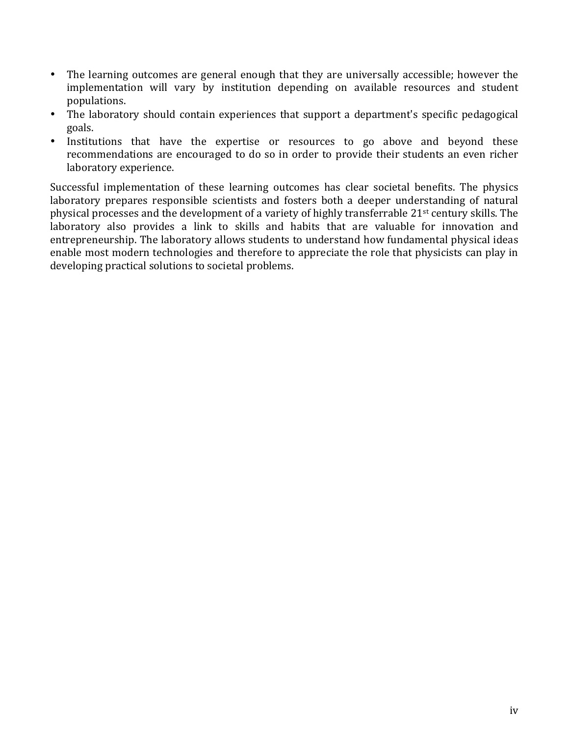- The learning outcomes are general enough that they are universally accessible; however the implementation will vary by institution depending on available resources and student populations.
- The laboratory should contain experiences that support a department's specific pedagogical goals.
- Institutions that have the expertise or resources to go above and beyond these recommendations are encouraged to do so in order to provide their students an even richer laboratory experience.

Successful implementation of these learning outcomes has clear societal benefits. The physics laboratory prepares responsible scientists and fosters both a deeper understanding of natural physical processes and the development of a variety of highly transferrable 21st century skills. The laboratory also provides a link to skills and habits that are valuable for innovation and entrepreneurship. The laboratory allows students to understand how fundamental physical ideas enable most modern technologies and therefore to appreciate the role that physicists can play in developing practical solutions to societal problems.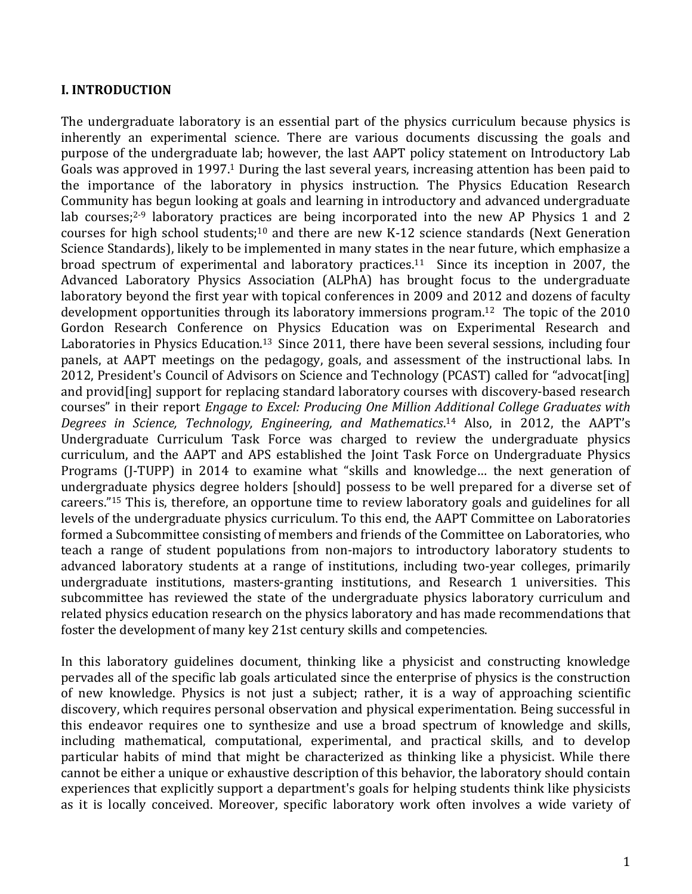## I. INTRODUCTION

The undergraduate laboratory is an essential part of the physics curriculum because physics is inherently an experimental science. There are various documents discussing the goals and purpose of the undergraduate lab; however, the last AAPT policy statement on Introductory Lab Goals was approved in 1997.[1] During the last several years, increasing attention has been paid to the importance of the laboratory in physics instruction. The Physics Education Research Community has begun looking at goals and learning in introductory and advanced undergraduate lab courses;[2-9] laboratory practices are being incorporated into the new AP Physics 1 and 2 courses for high school students;[10] and there are new K-12 science standards (Next Generation Science Standards), likely to be implemented in many states in the near future, which emphasize a broad spectrum of experimental and laboratory practices.[11] Since its inception in 2007, the Advanced Laboratory Physics Association (ALPhA) has brought focus to the undergraduate laboratory beyond the first year with topical conferences in 2009 and 2012 and dozens of faculty development opportunities through its laboratory immersions program.[12] The topic of the 2010 Gordon Research Conference on Physics Education was on Experimental Research and Laboratories in Physics Education.[13] Since 2011, there have been several sessions, including four panels, at AAPT meetings on the pedagogy, goals, and assessment of the instructional labs. In 2012, President's Council of Advisors on Science and Technology (PCAST) called for "advocat[ing] and provid[ing] support for replacing standard laboratory courses with discovery-based research courses" in their report *Engage to Excel: Producing One Million Additional College Graduates with Degrees in Science, Technology, Engineering, and Mathematics*.[14] Also, in 2012, the AAPT's Undergraduate Curriculum Task Force was charged to review the undergraduate physics curriculum, and the AAPT and APS established the Joint Task Force on Undergraduate Physics Programs (J-TUPP) in 2014 to examine what "skills and knowledge… the next generation of undergraduate physics degree holders [should] possess to be well prepared for a diverse set of careers."[15] This is, therefore, an opportune time to review laboratory goals and guidelines for all levels of the undergraduate physics curriculum. To this end, the AAPT Committee on Laboratories formed a Subcommittee consisting of members and friends of the Committee on Laboratories, who teach a range of student populations from non-majors to introductory laboratory students to advanced laboratory students at a range of institutions, including two-year colleges, primarily undergraduate institutions, masters-granting institutions, and Research 1 universities. This subcommittee has reviewed the state of the undergraduate physics laboratory curriculum and related physics education research on the physics laboratory and has made recommendations that foster the development of many key 21st century skills and competencies.

In this laboratory guidelines document, thinking like a physicist and constructing knowledge pervades all of the specific lab goals articulated since the enterprise of physics is the construction of new knowledge. Physics is not just a subject; rather, it is a way of approaching scientific discovery, which requires personal observation and physical experimentation. Being successful in this endeavor requires one to synthesize and use a broad spectrum of knowledge and skills, including mathematical, computational, experimental, and practical skills, and to develop particular habits of mind that might be characterized as thinking like a physicist. While there cannot be either a unique or exhaustive description of this behavior, the laboratory should contain experiences that explicitly support a department's goals for helping students think like physicists as it is locally conceived. Moreover, specific laboratory work often involves a wide variety of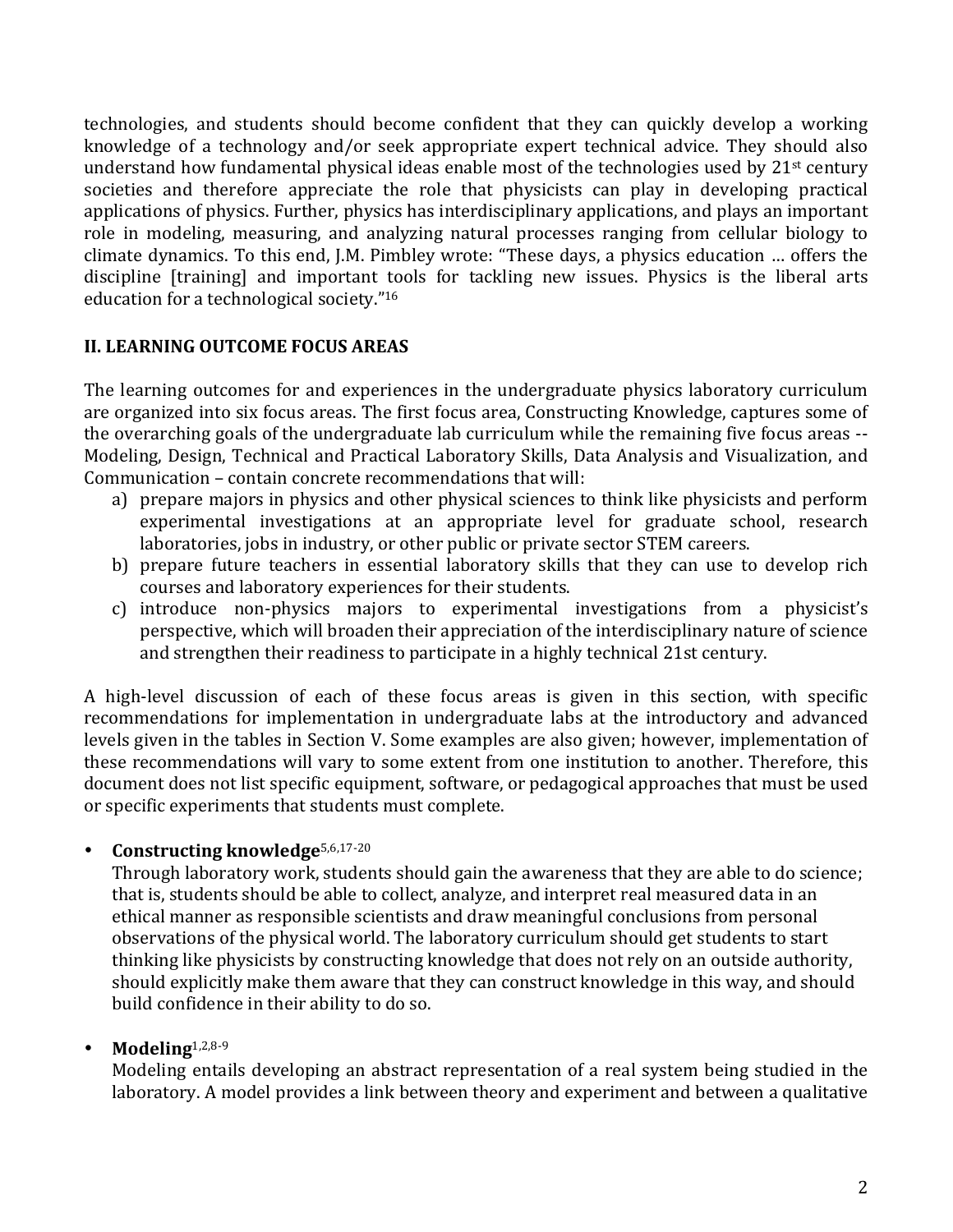technologies, and students should become confident that they can quickly develop a working knowledge of a technology and/or seek appropriate expert technical advice. They should also understand how fundamental physical ideas enable most of the technologies used by 21st century societies and therefore appreciate the role that physicists can play in developing practical applications of physics. Further, physics has interdisciplinary applications, and plays an important role in modeling, measuring, and analyzing natural processes ranging from cellular biology to climate dynamics. To this end, J.M. Pimbley wrote: "These days, a physics education … offers the discipline [training] and important tools for tackling new issues. Physics is the liberal arts education for a technological society."[16]

## II. LEARNING OUTCOME FOCUS AREAS

The learning outcomes for and experiences in the undergraduate physics laboratory curriculum are organized into six focus areas. The first focus area, Constructing Knowledge, captures some of the overarching goals of the undergraduate lab curriculum while the remaining five focus areas -- Modeling, Design, Technical and Practical Laboratory Skills, Data Analysis and Visualization, and Communication – contain concrete recommendations that will:

a) prepare majors in physics and other physical sciences to think like physicists and perform experimental investigations at an appropriate level for graduate school, research laboratories, jobs in industry, or other public or private sector STEM careers.
b) prepare future teachers in essential laboratory skills that they can use to develop rich courses and laboratory experiences for their students.
c) introduce non-physics majors to experimental investigations from a physicist's perspective, which will broaden their appreciation of the interdisciplinary nature of science and strengthen their readiness to participate in a highly technical 21st century.

A high-level discussion of each of these focus areas is given in this section, with specific recommendations for implementation in undergraduate labs at the introductory and advanced levels given in the tables in Section V. Some examples are also given; however, implementation of these recommendations will vary to some extent from one institution to another. Therefore, this document does not list specific equipment, software, or pedagogical approaches that must be used or specific experiments that students must complete.

- **Constructing knowledge**[5,6,17-20]
  Through laboratory work, students should gain the awareness that they are able to do science; that is, students should be able to collect, analyze, and interpret real measured data in an ethical manner as responsible scientists and draw meaningful conclusions from personal observations of the physical world. The laboratory curriculum should get students to start thinking like physicists by constructing knowledge that does not rely on an outside authority, should explicitly make them aware that they can construct knowledge in this way, and should build confidence in their ability to do so.

- **Modeling**[1,2,8-9]
  Modeling entails developing an abstract representation of a real system being studied in the laboratory. A model provides a link between theory and experiment and between a qualitative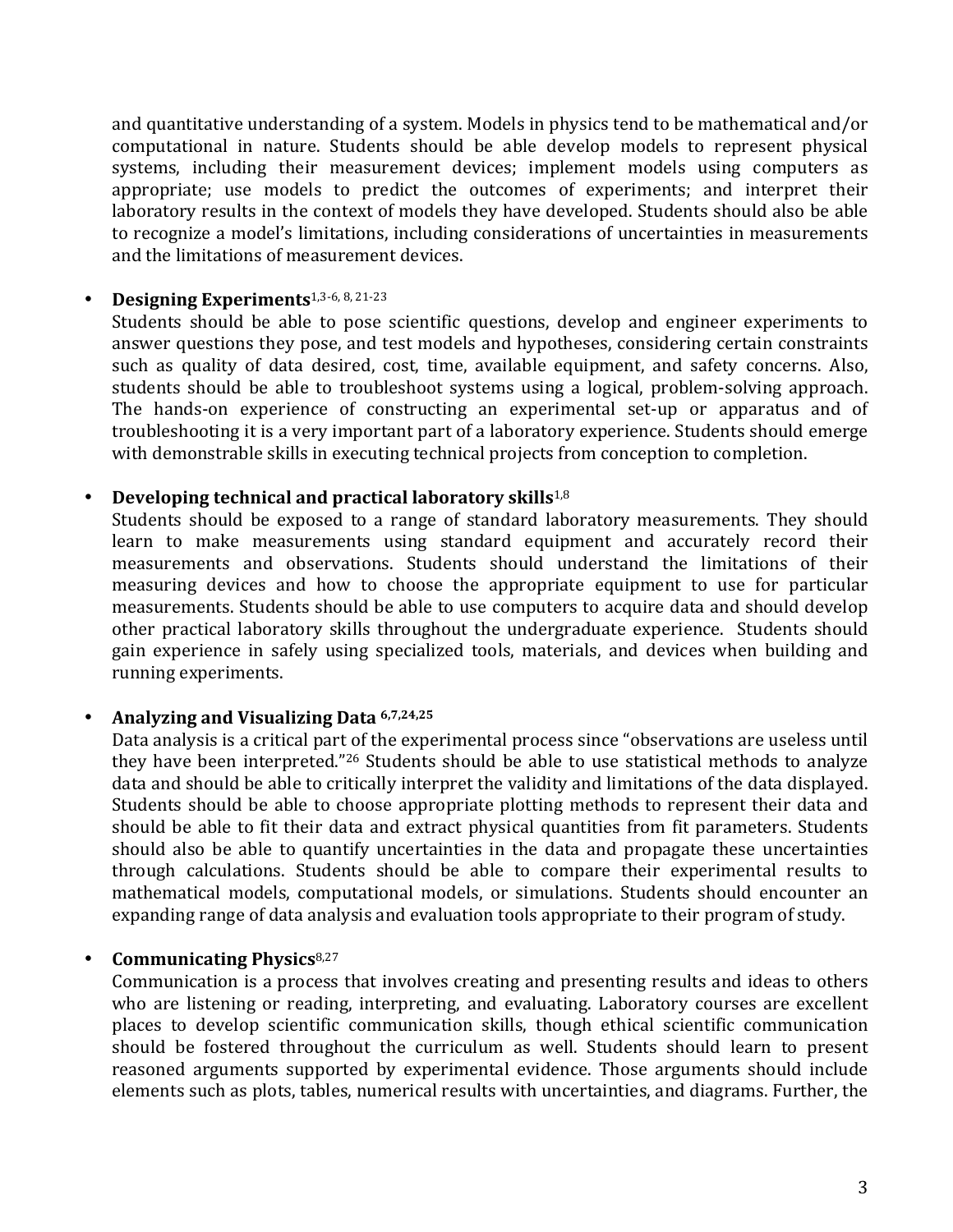and quantitative understanding of a system. Models in physics tend to be mathematical and/or computational in nature. Students should be able develop models to represent physical systems, including their measurement devices; implement models using computers as appropriate; use models to predict the outcomes of experiments; and interpret their laboratory results in the context of models they have developed. Students should also be able to recognize a model's limitations, including considerations of uncertainties in measurements and the limitations of measurement devices.

- **Designing Experiments**[1,3-6, 8, 21-23]
  Students should be able to pose scientific questions, develop and engineer experiments to answer questions they pose, and test models and hypotheses, considering certain constraints such as quality of data desired, cost, time, available equipment, and safety concerns. Also, students should be able to troubleshoot systems using a logical, problem-solving approach. The hands-on experience of constructing an experimental set-up or apparatus and of troubleshooting it is a very important part of a laboratory experience. Students should emerge with demonstrable skills in executing technical projects from conception to completion.

- **Developing technical and practical laboratory skills**[1,8]
  Students should be exposed to a range of standard laboratory measurements. They should learn to make measurements using standard equipment and accurately record their measurements and observations. Students should understand the limitations of their measuring devices and how to choose the appropriate equipment to use for particular measurements. Students should be able to use computers to acquire data and should develop other practical laboratory skills throughout the undergraduate experience. Students should gain experience in safely using specialized tools, materials, and devices when building and running experiments.

- **Analyzing and Visualizing Data** [6,7,24,25]
  Data analysis is a critical part of the experimental process since "observations are useless until they have been interpreted."[26] Students should be able to use statistical methods to analyze data and should be able to critically interpret the validity and limitations of the data displayed. Students should be able to choose appropriate plotting methods to represent their data and should be able to fit their data and extract physical quantities from fit parameters. Students should also be able to quantify uncertainties in the data and propagate these uncertainties through calculations. Students should be able to compare their experimental results to mathematical models, computational models, or simulations. Students should encounter an expanding range of data analysis and evaluation tools appropriate to their program of study.

- **Communicating Physics**[8,27]
  Communication is a process that involves creating and presenting results and ideas to others who are listening or reading, interpreting, and evaluating. Laboratory courses are excellent places to develop scientific communication skills, though ethical scientific communication should be fostered throughout the curriculum as well. Students should learn to present reasoned arguments supported by experimental evidence. Those arguments should include elements such as plots, tables, numerical results with uncertainties, and diagrams. Further, the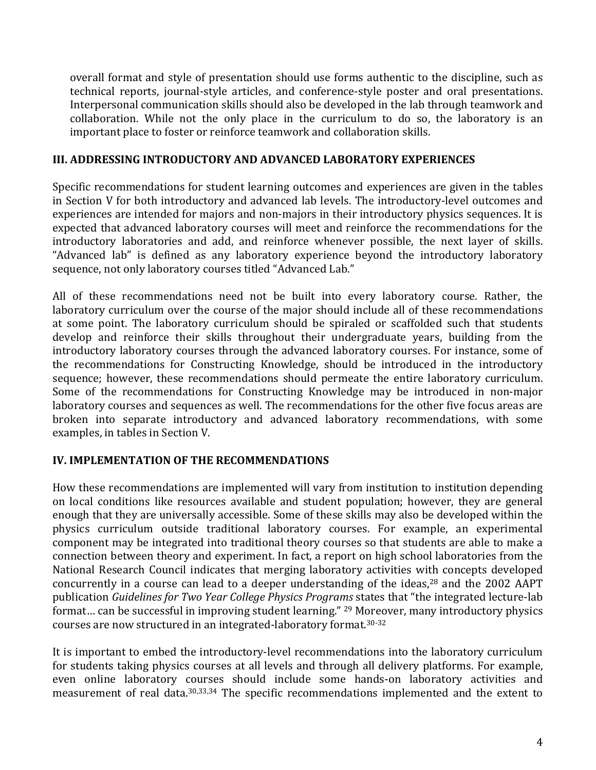overall format and style of presentation should use forms authentic to the discipline, such as technical reports, journal-style articles, and conference-style poster and oral presentations. Interpersonal communication skills should also be developed in the lab through teamwork and collaboration. While not the only place in the curriculum to do so, the laboratory is an important place to foster or reinforce teamwork and collaboration skills.

## III. ADDRESSING INTRODUCTORY AND ADVANCED LABORATORY EXPERIENCES

Specific recommendations for student learning outcomes and experiences are given in the tables in Section V for both introductory and advanced lab levels. The introductory-level outcomes and experiences are intended for majors and non-majors in their introductory physics sequences. It is expected that advanced laboratory courses will meet and reinforce the recommendations for the introductory laboratories and add, and reinforce whenever possible, the next layer of skills. "Advanced lab" is defined as any laboratory experience beyond the introductory laboratory sequence, not only laboratory courses titled "Advanced Lab."

All of these recommendations need not be built into every laboratory course. Rather, the laboratory curriculum over the course of the major should include all of these recommendations at some point. The laboratory curriculum should be spiraled or scaffolded such that students develop and reinforce their skills throughout their undergraduate years, building from the introductory laboratory courses through the advanced laboratory courses. For instance, some of the recommendations for Constructing Knowledge, should be introduced in the introductory sequence; however, these recommendations should permeate the entire laboratory curriculum. Some of the recommendations for Constructing Knowledge may be introduced in non-major laboratory courses and sequences as well. The recommendations for the other five focus areas are broken into separate introductory and advanced laboratory recommendations, with some examples, in tables in Section V.

## IV. IMPLEMENTATION OF THE RECOMMENDATIONS

How these recommendations are implemented will vary from institution to institution depending on local conditions like resources available and student population; however, they are general enough that they are universally accessible. Some of these skills may also be developed within the physics curriculum outside traditional laboratory courses. For example, an experimental component may be integrated into traditional theory courses so that students are able to make a connection between theory and experiment. In fact, a report on high school laboratories from the National Research Council indicates that merging laboratory activities with concepts developed concurrently in a course can lead to a deeper understanding of the ideas,[28] and the 2002 AAPT publication *Guidelines for Two Year College Physics Programs* states that "the integrated lecture-lab format… can be successful in improving student learning." [29] Moreover, many introductory physics courses are now structured in an integrated-laboratory format.[30-32]

It is important to embed the introductory-level recommendations into the laboratory curriculum for students taking physics courses at all levels and through all delivery platforms. For example, even online laboratory courses should include some hands-on laboratory activities and measurement of real data.[30,33,34] The specific recommendations implemented and the extent to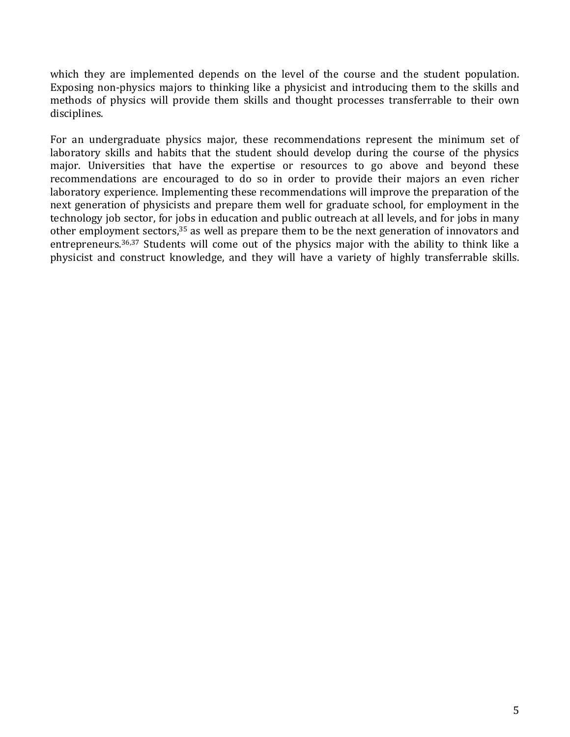which they are implemented depends on the level of the course and the student population. Exposing non-physics majors to thinking like a physicist and introducing them to the skills and methods of physics will provide them skills and thought processes transferrable to their own disciplines.

For an undergraduate physics major, these recommendations represent the minimum set of laboratory skills and habits that the student should develop during the course of the physics major. Universities that have the expertise or resources to go above and beyond these recommendations are encouraged to do so in order to provide their majors an even richer laboratory experience. Implementing these recommendations will improve the preparation of the next generation of physicists and prepare them well for graduate school, for employment in the technology job sector, for jobs in education and public outreach at all levels, and for jobs in many other employment sectors,[35] as well as prepare them to be the next generation of innovators and entrepreneurs.[36,37] Students will come out of the physics major with the ability to think like a physicist and construct knowledge, and they will have a variety of highly transferrable skills.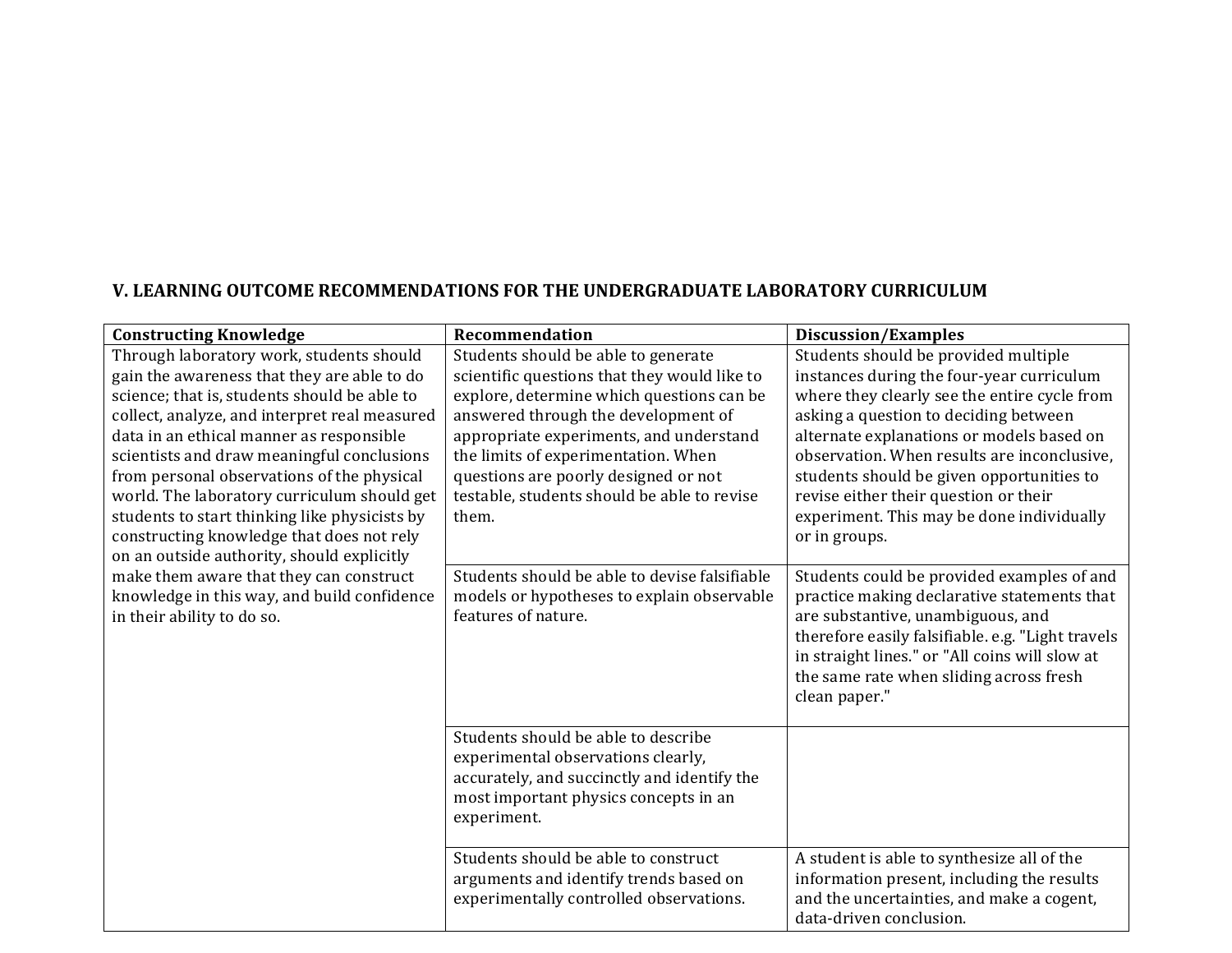## V. LEARNING OUTCOME RECOMMENDATIONS FOR THE UNDERGRADUATE LABORATORY CURRICULUM

| Constructing Knowledge | Recommendation | Discussion/Examples |
| --- | --- | --- |
| Through laboratory work, students should gain the awareness that they are able to do science; that is, students should be able to collect, analyze, and interpret real measured data in an ethical manner as responsible scientists and draw meaningful conclusions from personal observations of the physical world. The laboratory curriculum should get students to start thinking like physicists by constructing knowledge that does not rely on an outside authority, should explicitly make them aware that they can construct knowledge in this way, and build confidence in their ability to do so. | Students should be able to generate scientific questions that they would like to explore, determine which questions can be answered through the development of appropriate experiments, and understand the limits of experimentation. When questions are poorly designed or not testable, students should be able to revise them. | Students should be provided multiple instances during the four-year curriculum where they clearly see the entire cycle from asking a question to deciding between alternate explanations or models based on observation. When results are inconclusive, students should be given opportunities to revise either their question or their experiment. This may be done individually or in groups. |
| | Students should be able to devise falsifiable models or hypotheses to explain observable features of nature. | Students could be provided examples of and practice making declarative statements that are substantive, unambiguous, and therefore easily falsifiable. e.g. "Light travels in straight lines." or "All coins will slow at the same rate when sliding across fresh clean paper." |
| | Students should be able to describe experimental observations clearly, accurately, and succinctly and identify the most important physics concepts in an experiment. | |
| | Students should be able to construct arguments and identify trends based on experimentally controlled observations. | A student is able to synthesize all of the information present, including the results and the uncertainties, and make a cogent, data-driven conclusion. |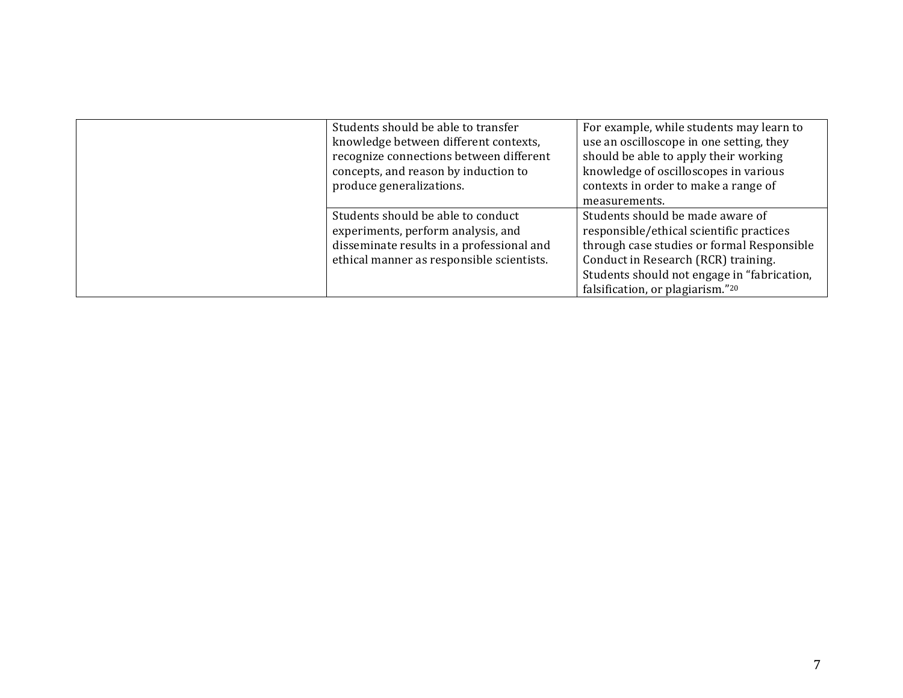| | | |
|---|---|---|
| | Students should be able to transfer knowledge between different contexts, recognize connections between different concepts, and reason by induction to produce generalizations. | For example, while students may learn to use an oscilloscope in one setting, they should be able to apply their working knowledge of oscilloscopes in various contexts in order to make a range of measurements. |
| | Students should be able to conduct experiments, perform analysis, and disseminate results in a professional and ethical manner as responsible scientists. | Students should be made aware of responsible/ethical scientific practices through case studies or formal Responsible Conduct in Research (RCR) training. Students should not engage in "fabrication, falsification, or plagiarism."[20] |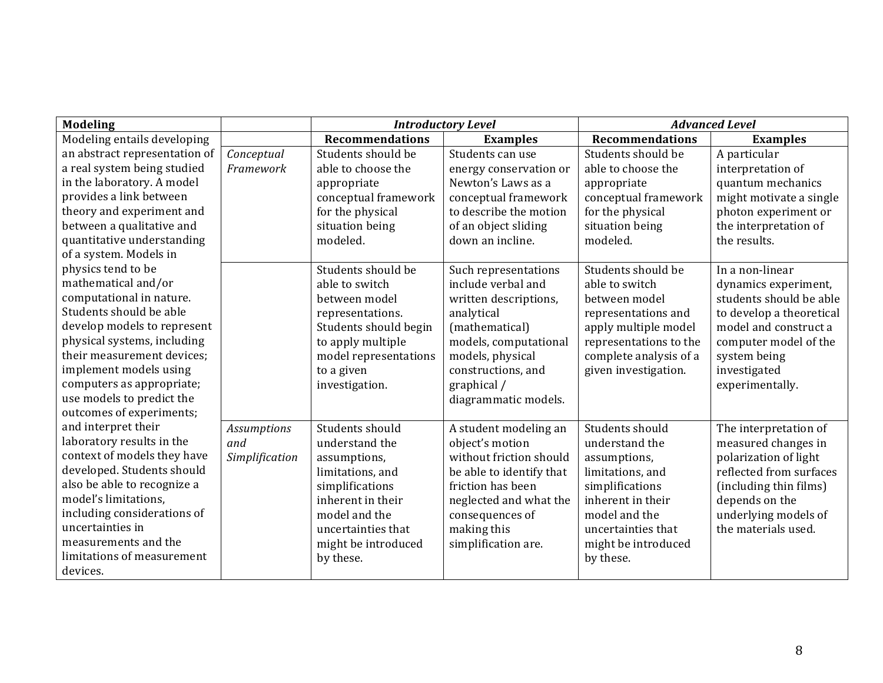| Modeling | | *Introductory Level* | | *Advanced Level* | |
|---|---|---|---|---|---|
| Modeling entails developing an abstract representation of a real system being studied in the laboratory. A model provides a link between theory and experiment and between a qualitative and quantitative understanding of a system. Models in physics tend to be mathematical and/or computational in nature. Students should be able develop models to represent physical systems, including their measurement devices; implement models using computers as appropriate; use models to predict the outcomes of experiments; and interpret their laboratory results in the context of models they have developed. Students should also be able to recognize a model's limitations, including considerations of uncertainties in measurements and the limitations of measurement devices. | | **Recommendations** | **Examples** | **Recommendations** | **Examples** |
| | *Conceptual Framework* | Students should be able to choose the appropriate conceptual framework for the physical situation being modeled. | Students can use energy conservation or Newton's Laws as a conceptual framework to describe the motion of an object sliding down an incline. | Students should be able to choose the appropriate conceptual framework for the physical situation being modeled. | A particular interpretation of quantum mechanics might motivate a single photon experiment or the interpretation of the results. |
| | | Students should be able to switch between model representations. Students should begin to apply multiple model representations to a given investigation. | Such representations include verbal and written descriptions, analytical (mathematical) models, computational models, physical constructions, and graphical / diagrammatic models. | Students should be able to switch between model representations and apply multiple model representations to the complete analysis of a given investigation. | In a non-linear dynamics experiment, students should be able to develop a theoretical model and construct a computer model of the system being investigated experimentally. |
| | *Assumptions and Simplification* | Students should understand the assumptions, limitations, and simplifications inherent in their model and the uncertainties that might be introduced by these. | A student modeling an object's motion without friction should be able to identify that friction has been neglected and what the consequences of making this simplification are. | Students should understand the assumptions, limitations, and simplifications inherent in their model and the uncertainties that might be introduced by these. | The interpretation of measured changes in polarization of light reflected from surfaces (including thin films) depends on the underlying models of the materials used. |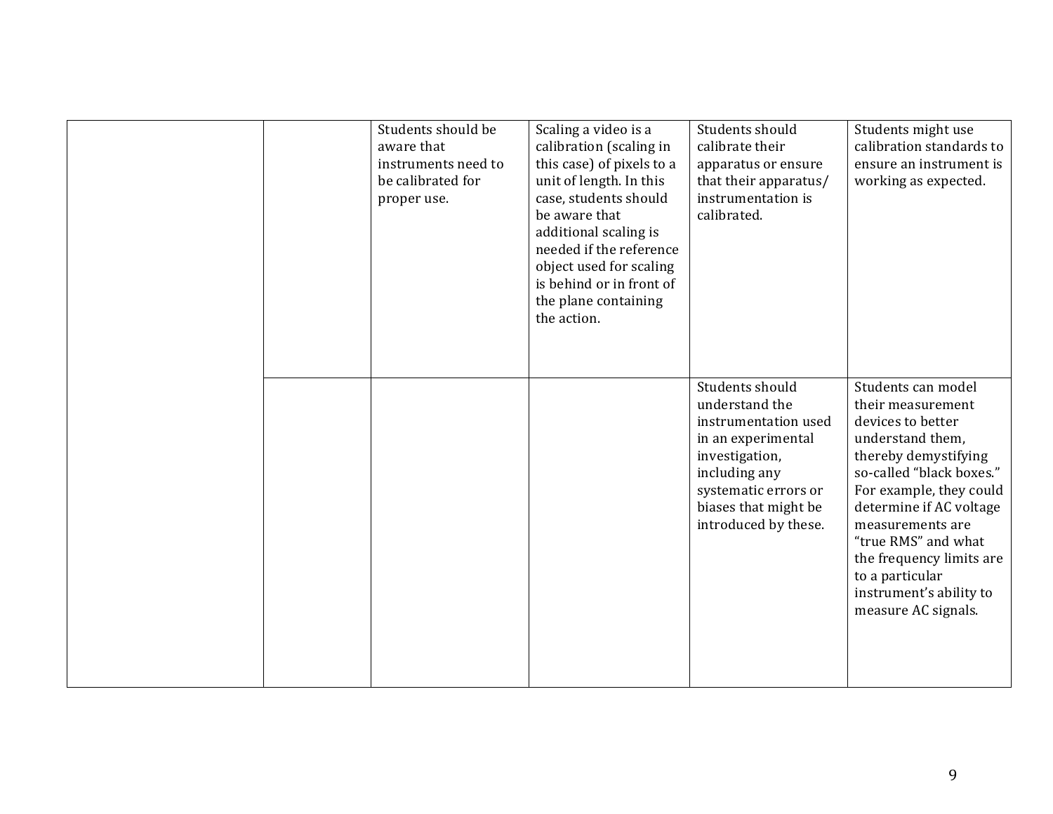| | | | | | |
|---|---|---|---|---|---|
| | | Students should be aware that instruments need to be calibrated for proper use. | Scaling a video is a calibration (scaling in this case) of pixels to a unit of length. In this case, students should be aware that additional scaling is needed if the reference object used for scaling is behind or in front of the plane containing the action. | Students should calibrate their apparatus or ensure that their apparatus/ instrumentation is calibrated. | Students might use calibration standards to ensure an instrument is working as expected. |
| | | | | Students should understand the instrumentation used in an experimental investigation, including any systematic errors or biases that might be introduced by these. | Students can model their measurement devices to better understand them, thereby demystifying so-called "black boxes." For example, they could determine if AC voltage measurements are "true RMS" and what the frequency limits are to a particular instrument's ability to measure AC signals. |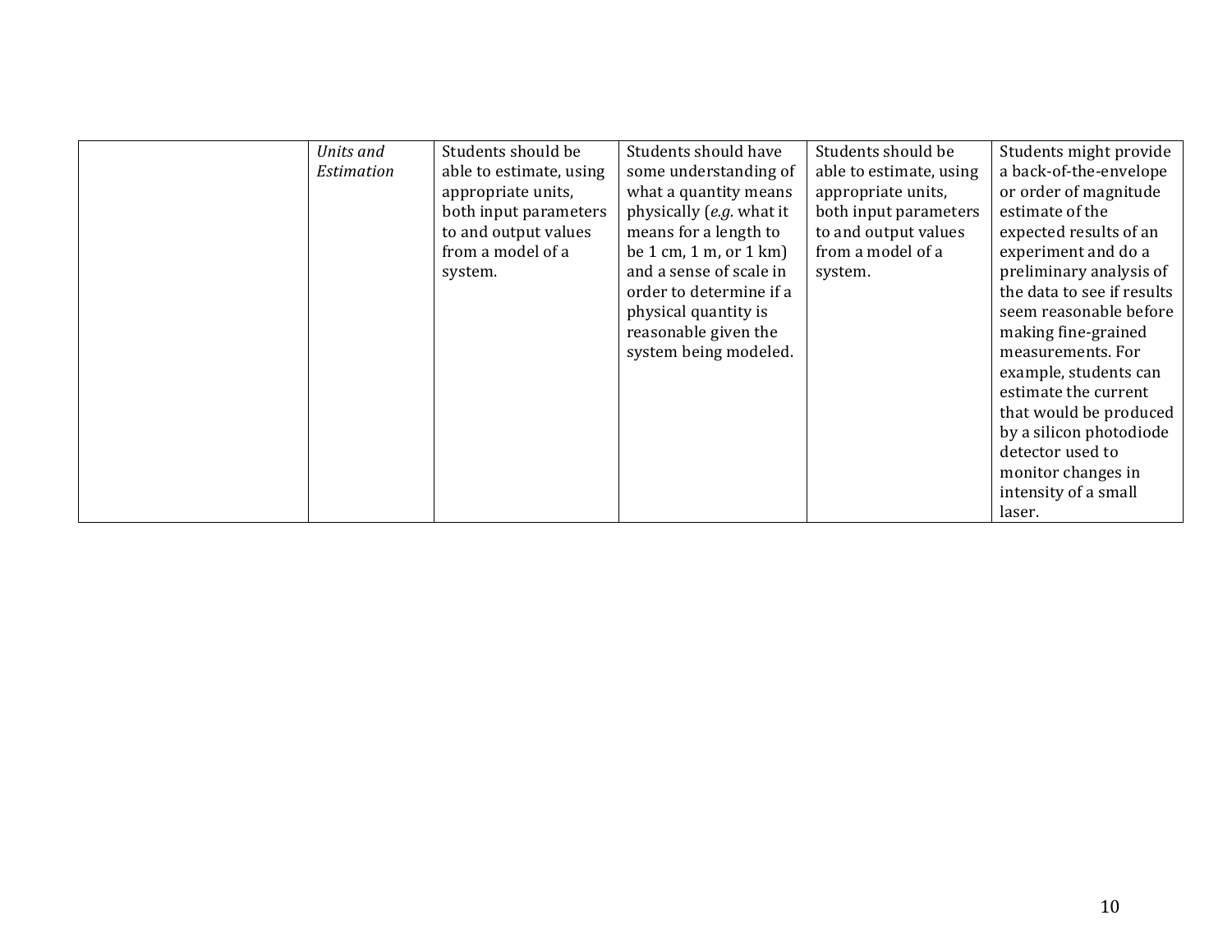|  |  |  |  |  |  |
| --- | --- | --- | --- | --- | --- |
|  | *Units and Estimation* | Students should be able to estimate, using appropriate units, both input parameters to and output values from a model of a system. | Students should have some understanding of what a quantity means physically (*e.g.* what it means for a length to be 1 cm, 1 m, or 1 km) and a sense of scale in order to determine if a physical quantity is reasonable given the system being modeled. | Students should be able to estimate, using appropriate units, both input parameters to and output values from a model of a system. | Students might provide a back-of-the-envelope or order of magnitude estimate of the expected results of an experiment and do a preliminary analysis of the data to see if results seem reasonable before making fine-grained measurements. For example, students can estimate the current that would be produced by a silicon photodiode detector used to monitor changes in intensity of a small laser. |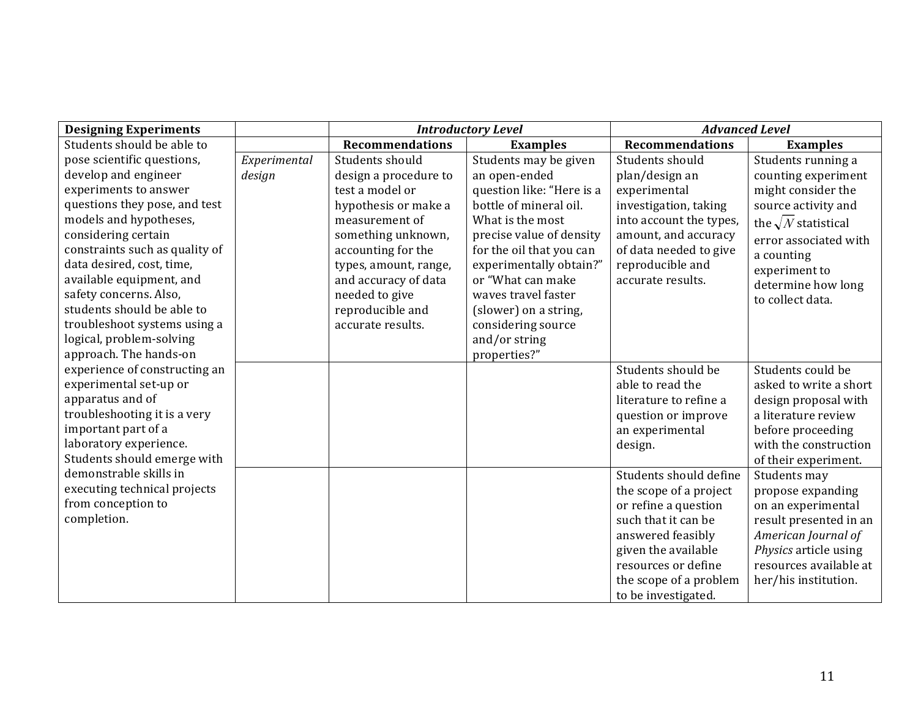| Designing Experiments | | *Introductory Level* | | *Advanced Level* | |
|---|---|---|---|---|---|
| | | **Recommendations** | **Examples** | **Recommendations** | **Examples** |
| Students should be able to pose scientific questions, develop and engineer experiments to answer questions they pose, and test models and hypotheses, considering certain constraints such as quality of data desired, cost, time, available equipment, and safety concerns. Also, students should be able to troubleshoot systems using a logical, problem-solving approach. The hands-on experience of constructing an experimental set-up or apparatus and of troubleshooting it is a very important part of a laboratory experience. Students should emerge with demonstrable skills in executing technical projects from conception to completion. | *Experimental design* | Students should design a procedure to test a model or hypothesis or make a measurement of something unknown, accounting for the types, amount, range, and accuracy of data needed to give reproducible and accurate results. | Students may be given an open-ended question like: "Here is a bottle of mineral oil. What is the most precise value of density for the oil that you can experimentally obtain?" or "What can make waves travel faster (slower) on a string, considering source and/or string properties?" | Students should plan/design an experimental investigation, taking into account the types, amount, and accuracy of data needed to give reproducible and accurate results. | Students running a counting experiment might consider the source activity and the $\sqrt{N}$ statistical error associated with a counting experiment to determine how long to collect data. |
| | | | | Students should be able to read the literature to refine a question or improve an experimental design. | Students could be asked to write a short design proposal with a literature review before proceeding with the construction of their experiment. |
| | | | | Students should define the scope of a project or refine a question such that it can be answered feasibly given the available resources or define the scope of a problem to be investigated. | Students may propose expanding on an experimental result presented in an *American Journal of Physics* article using resources available at her/his institution. |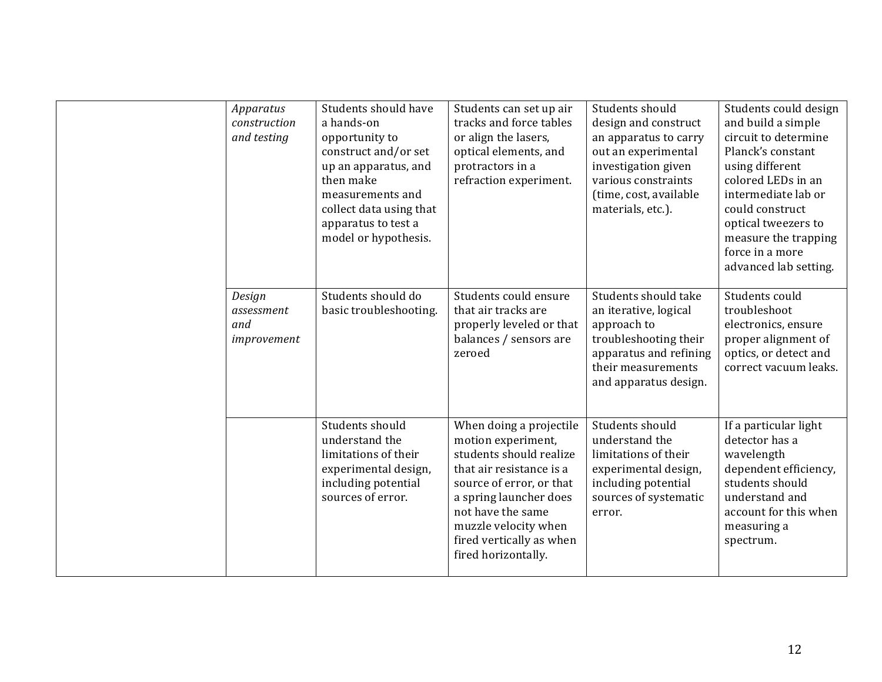| | | | | | |
|---|---|---|---|---|---|
| | *Apparatus construction and testing* | Students should have a hands-on opportunity to construct and/or set up an apparatus, and then make measurements and collect data using that apparatus to test a model or hypothesis. | Students can set up air tracks and force tables or align the lasers, optical elements, and protractors in a refraction experiment. | Students should design and construct an apparatus to carry out an experimental investigation given various constraints (time, cost, available materials, etc.). | Students could design and build a simple circuit to determine Planck's constant using different colored LEDs in an intermediate lab or could construct optical tweezers to measure the trapping force in a more advanced lab setting. |
| | *Design assessment and improvement* | Students should do basic troubleshooting. | Students could ensure that air tracks are properly leveled or that balances / sensors are zeroed | Students should take an iterative, logical approach to troubleshooting their apparatus and refining their measurements and apparatus design. | Students could troubleshoot electronics, ensure proper alignment of optics, or detect and correct vacuum leaks. |
| | | Students should understand the limitations of their experimental design, including potential sources of error. | When doing a projectile motion experiment, students should realize that air resistance is a source of error, or that a spring launcher does not have the same muzzle velocity when fired vertically as when fired horizontally. | Students should understand the limitations of their experimental design, including potential sources of systematic error. | If a particular light detector has a wavelength dependent efficiency, students should understand and account for this when measuring a spectrum. |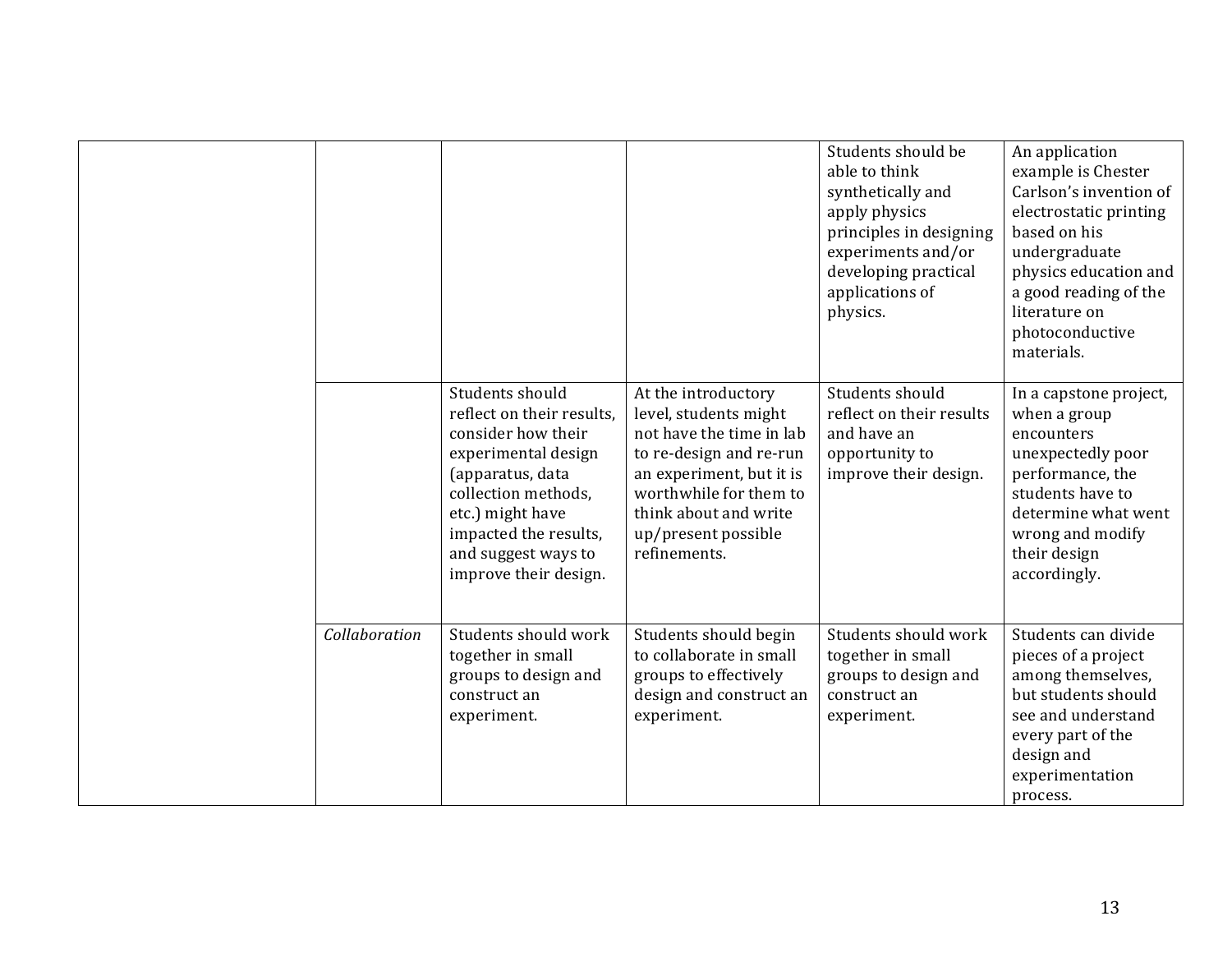| | | | | | |
|---|---|---|---|---|---|
| | | | | Students should be able to think synthetically and apply physics principles in designing experiments and/or developing practical applications of physics. | An application example is Chester Carlson's invention of electrostatic printing based on his undergraduate physics education and a good reading of the literature on photoconductive materials. |
| | | Students should reflect on their results, consider how their experimental design (apparatus, data collection methods, etc.) might have impacted the results, and suggest ways to improve their design. | At the introductory level, students might not have the time in lab to re-design and re-run an experiment, but it is worthwhile for them to think about and write up/present possible refinements. | Students should reflect on their results and have an opportunity to improve their design. | In a capstone project, when a group encounters unexpectedly poor performance, the students have to determine what went wrong and modify their design accordingly. |
| | *Collaboration* | Students should work together in small groups to design and construct an experiment. | Students should begin to collaborate in small groups to effectively design and construct an experiment. | Students should work together in small groups to design and construct an experiment. | Students can divide pieces of a project among themselves, but students should see and understand every part of the design and experimentation process. |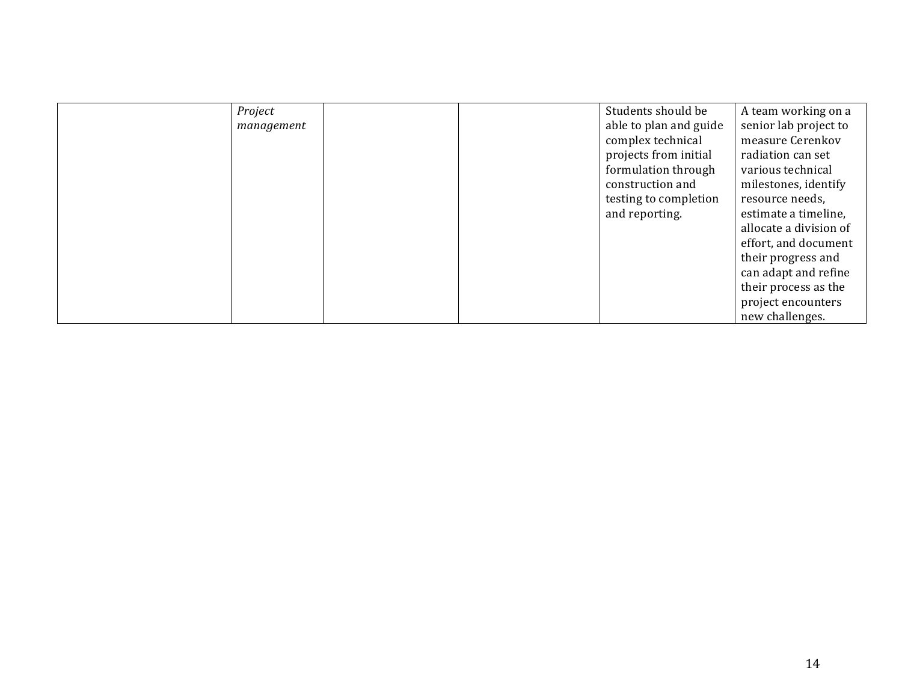| | | | | | |
|---|---|---|---|---|---|
| | *Project management* | | | Students should be able to plan and guide complex technical projects from initial formulation through construction and testing to completion and reporting. | A team working on a senior lab project to measure Cerenkov radiation can set various technical milestones, identify resource needs, estimate a timeline, allocate a division of effort, and document their progress and can adapt and refine their process as the project encounters new challenges. |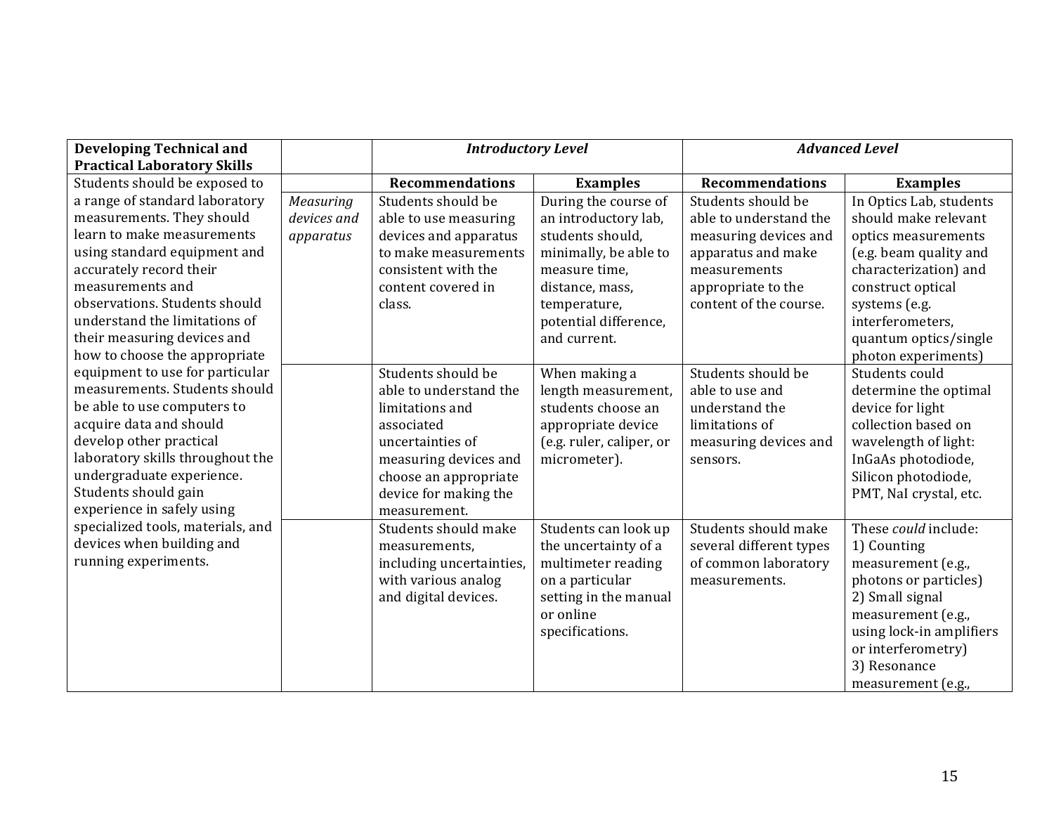| Developing Technical and Practical Laboratory Skills | | *Introductory Level* | | *Advanced Level* | |
|---|---|---|---|---|---|
| | | **Recommendations** | **Examples** | **Recommendations** | **Examples** |
| Students should be exposed to a range of standard laboratory measurements. They should learn to make measurements using standard equipment and accurately record their measurements and observations. Students should understand the limitations of their measuring devices and how to choose the appropriate equipment to use for particular measurements. Students should be able to use computers to acquire data and should develop other practical laboratory skills throughout the undergraduate experience. Students should gain experience in safely using specialized tools, materials, and devices when building and running experiments. | *Measuring devices and apparatus* | Students should be able to use measuring devices and apparatus to make measurements consistent with the content covered in class. | During the course of an introductory lab, students should, minimally, be able to measure time, distance, mass, temperature, potential difference, and current. | Students should be able to understand the measuring devices and apparatus and make measurements appropriate to the content of the course. | In Optics Lab, students should make relevant optics measurements (e.g. beam quality and characterization) and construct optical systems (e.g. interferometers, quantum optics/single photon experiments) |
| | | Students should be able to understand the limitations and associated uncertainties of measuring devices and choose an appropriate device for making the measurement. | When making a length measurement, students choose an appropriate device (e.g. ruler, caliper, or micrometer). | Students should be able to use and understand the limitations of measuring devices and sensors. | Students could determine the optimal device for light collection based on wavelength of light: InGaAs photodiode, Silicon photodiode, PMT, NaI crystal, etc. |
| | | Students should make measurements, including uncertainties, with various analog and digital devices. | Students can look up the uncertainty of a multimeter reading on a particular setting in the manual or online specifications. | Students should make several different types of common laboratory measurements. | These *could* include: 1) Counting measurement (e.g., photons or particles) 2) Small signal measurement (e.g., using lock-in amplifiers or interferometry) 3) Resonance measurement (e.g., |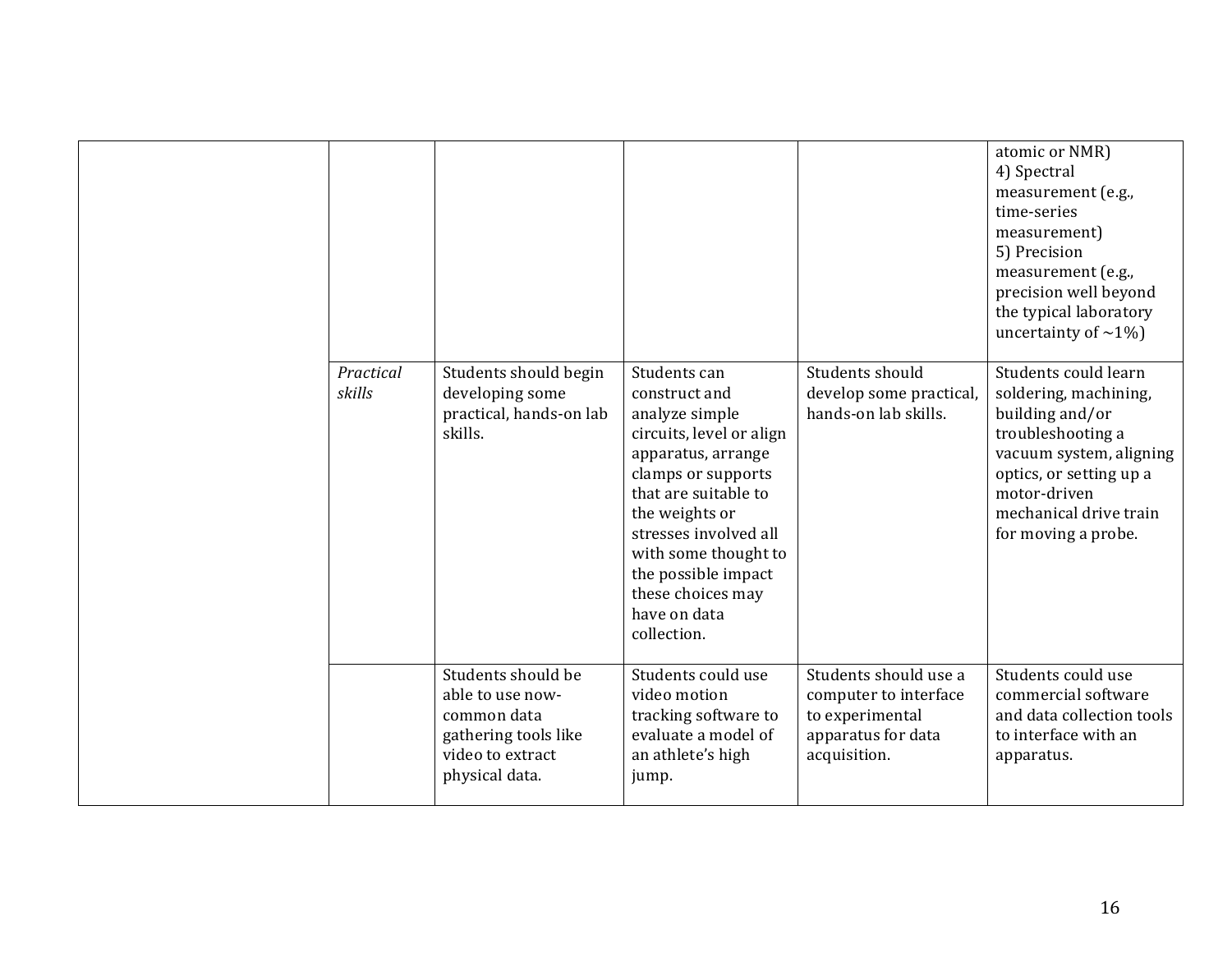| | | | | | |
|---|---|---|---|---|---|
| | | | | | atomic or NMR)<br>4) Spectral measurement (e.g., time-series measurement)<br>5) Precision measurement (e.g., precision well beyond the typical laboratory uncertainty of ~1%) |
| | *Practical skills* | Students should begin developing some practical, hands-on lab skills. | Students can construct and analyze simple circuits, level or align apparatus, arrange clamps or supports that are suitable to the weights or stresses involved all with some thought to the possible impact these choices may have on data collection. | Students should develop some practical, hands-on lab skills. | Students could learn soldering, machining, building and/or troubleshooting a vacuum system, aligning optics, or setting up a motor-driven mechanical drive train for moving a probe. |
| | | Students should be able to use now-common data gathering tools like video to extract physical data. | Students could use video motion tracking software to evaluate a model of an athlete's high jump. | Students should use a computer to interface to experimental apparatus for data acquisition. | Students could use commercial software and data collection tools to interface with an apparatus. |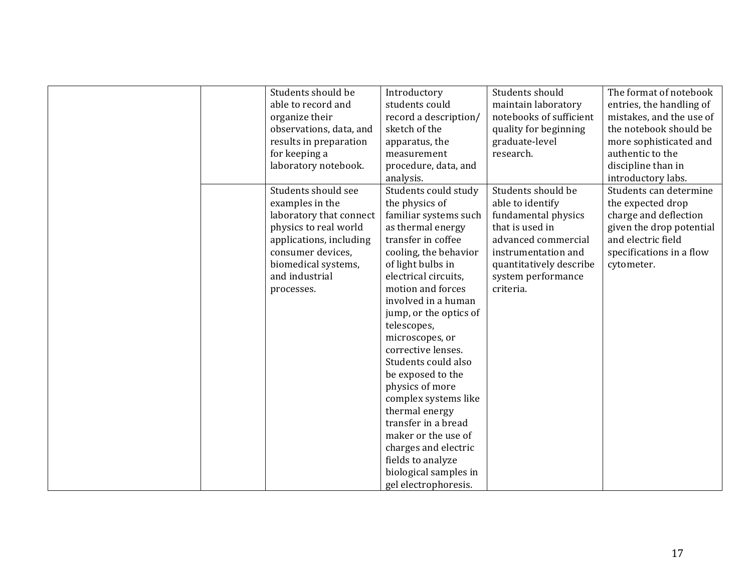| | | | | | |
|---|---|---|---|---|---|
| | | Students should be able to record and organize their observations, data, and results in preparation for keeping a laboratory notebook. | Introductory students could record a description/ sketch of the apparatus, the measurement procedure, data, and analysis. | Students should maintain laboratory notebooks of sufficient quality for beginning graduate-level research. | The format of notebook entries, the handling of mistakes, and the use of the notebook should be more sophisticated and authentic to the discipline than in introductory labs. |
| | | Students should see examples in the laboratory that connect physics to real world applications, including consumer devices, biomedical systems, and industrial processes. | Students could study the physics of familiar systems such as thermal energy transfer in coffee cooling, the behavior of light bulbs in electrical circuits, motion and forces involved in a human jump, or the optics of telescopes, microscopes, or corrective lenses. Students could also be exposed to the physics of more complex systems like thermal energy transfer in a bread maker or the use of charges and electric fields to analyze biological samples in gel electrophoresis. | Students should be able to identify fundamental physics that is used in advanced commercial instrumentation and quantitatively describe system performance criteria. | Students can determine the expected drop charge and deflection given the drop potential and electric field specifications in a flow cytometer. |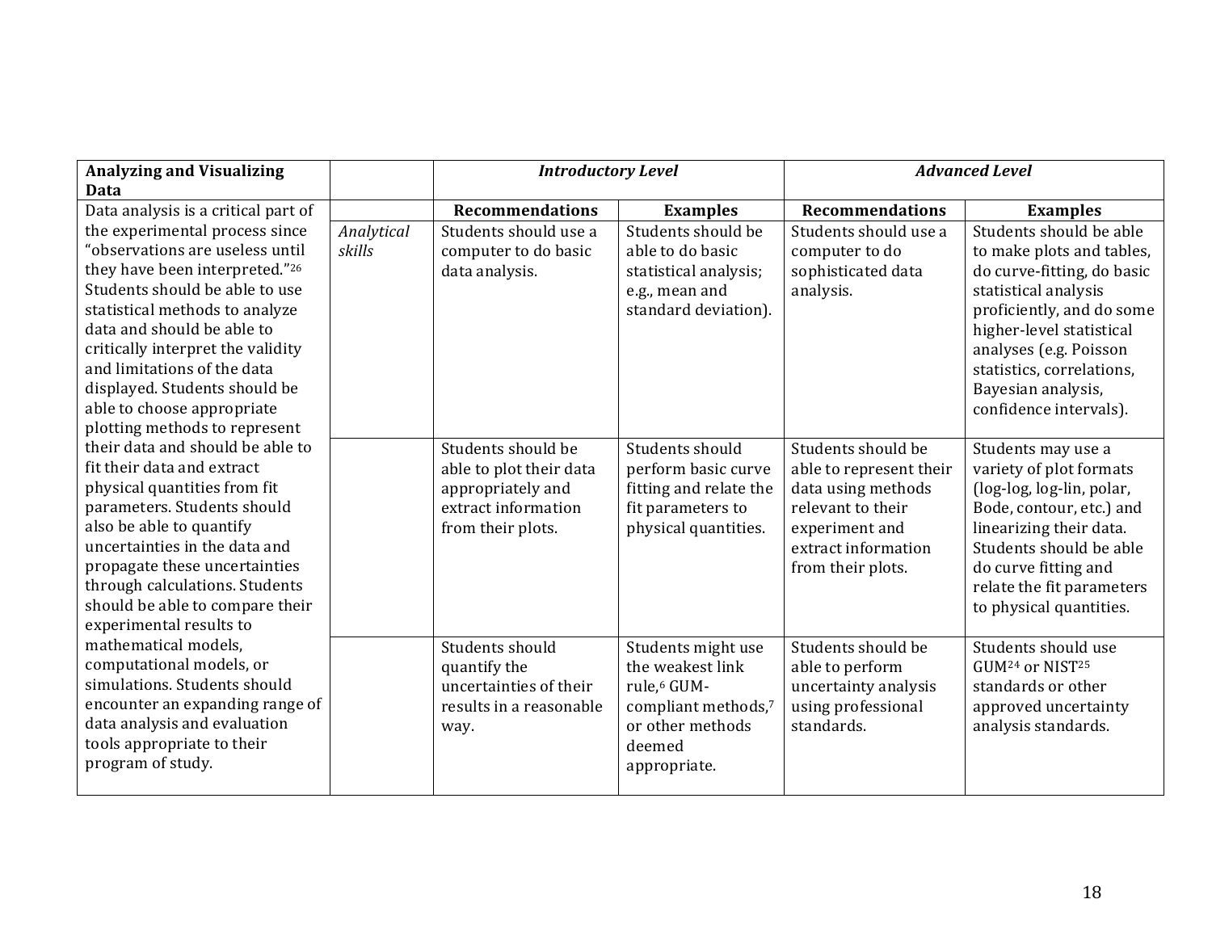| **Analyzing and Visualizing Data** | | ***Introductory Level*** | | ***Advanced Level*** | |
|---|---|---|---|---|---|
| Data analysis is a critical part of the experimental process since "observations are useless until they have been interpreted."[26] Students should be able to use statistical methods to analyze data and should be able to critically interpret the validity and limitations of the data displayed. Students should be able to choose appropriate plotting methods to represent their data and should be able to fit their data and extract physical quantities from fit parameters. Students should also be able to quantify uncertainties in the data and propagate these uncertainties through calculations. Students should be able to compare their experimental results to mathematical models, computational models, or simulations. Students should encounter an expanding range of data analysis and evaluation tools appropriate to their program of study. | | **Recommendations** | **Examples** | **Recommendations** | **Examples** |
| | *Analytical skills* | Students should use a computer to do basic data analysis. | Students should be able to do basic statistical analysis; e.g., mean and standard deviation). | Students should use a computer to do sophisticated data analysis. | Students should be able to make plots and tables, do curve-fitting, do basic statistical analysis proficiently, and do some higher-level statistical analyses (e.g. Poisson statistics, correlations, Bayesian analysis, confidence intervals). |
| | | Students should be able to plot their data appropriately and extract information from their plots. | Students should perform basic curve fitting and relate the fit parameters to physical quantities. | Students should be able to represent their data using methods relevant to their experiment and extract information from their plots. | Students may use a variety of plot formats (log-log, log-lin, polar, Bode, contour, etc.) and linearizing their data. Students should be able do curve fitting and relate the fit parameters to physical quantities. |
| | | Students should quantify the uncertainties of their results in a reasonable way. | Students might use the weakest link rule,[6] GUM-compliant methods,[7] or other methods deemed appropriate. | Students should be able to perform uncertainty analysis using professional standards. | Students should use GUM[24] or NIST[25] standards or other approved uncertainty analysis standards. |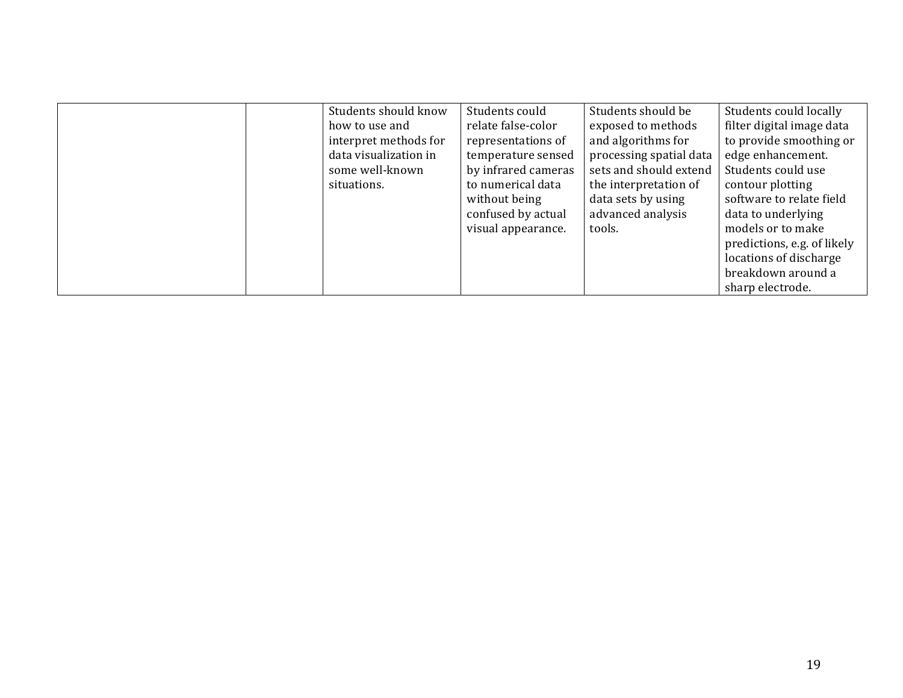| | | | | | |
|---|---|---|---|---|---|
| | | Students should know how to use and interpret methods for data visualization in some well-known situations. | Students could relate false-color representations of temperature sensed by infrared cameras to numerical data without being confused by actual visual appearance. | Students should be exposed to methods and algorithms for processing spatial data sets and should extend the interpretation of data sets by using advanced analysis tools. | Students could locally filter digital image data to provide smoothing or edge enhancement. Students could use contour plotting software to relate field data to underlying models or to make predictions, e.g. of likely locations of discharge breakdown around a sharp electrode. |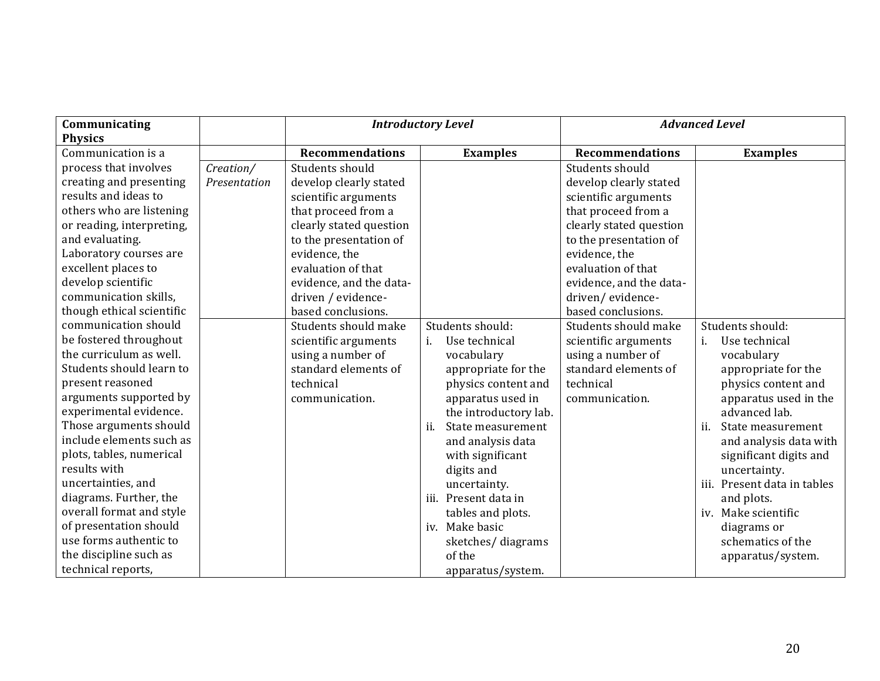| **Communicating Physics** | | *Introductory Level* | | *Advanced Level* | |
|---|---|---|---|---|---|
| Communication is a process that involves creating and presenting results and ideas to others who are listening or reading, interpreting, and evaluating. Laboratory courses are excellent places to develop scientific communication skills, though ethical scientific communication should be fostered throughout the curriculum as well. Students should learn to present reasoned arguments supported by experimental evidence. Those arguments should include elements such as plots, tables, numerical results with uncertainties, and diagrams. Further, the overall format and style of presentation should use forms authentic to the discipline such as technical reports, | | **Recommendations** | **Examples** | **Recommendations** | **Examples** |
| | *Creation/ Presentation* | Students should develop clearly stated scientific arguments that proceed from a clearly stated question to the presentation of evidence, the evaluation of that evidence, and the data-driven / evidence-based conclusions. | | Students should develop clearly stated scientific arguments that proceed from a clearly stated question to the presentation of evidence, the evaluation of that evidence, and the data-driven/ evidence-based conclusions. | |
| | | Students should make scientific arguments using a number of standard elements of technical communication. | Students should: i. Use technical vocabulary appropriate for the physics content and apparatus used in the introductory lab. ii. State measurement and analysis data with significant digits and uncertainty. iii. Present data in tables and plots. iv. Make basic sketches/ diagrams of the apparatus/system. | Students should make scientific arguments using a number of standard elements of technical communication. | Students should: i. Use technical vocabulary appropriate for the physics content and apparatus used in the advanced lab. ii. State measurement and analysis data with significant digits and uncertainty. iii. Present data in tables and plots. iv. Make scientific diagrams or schematics of the apparatus/system. |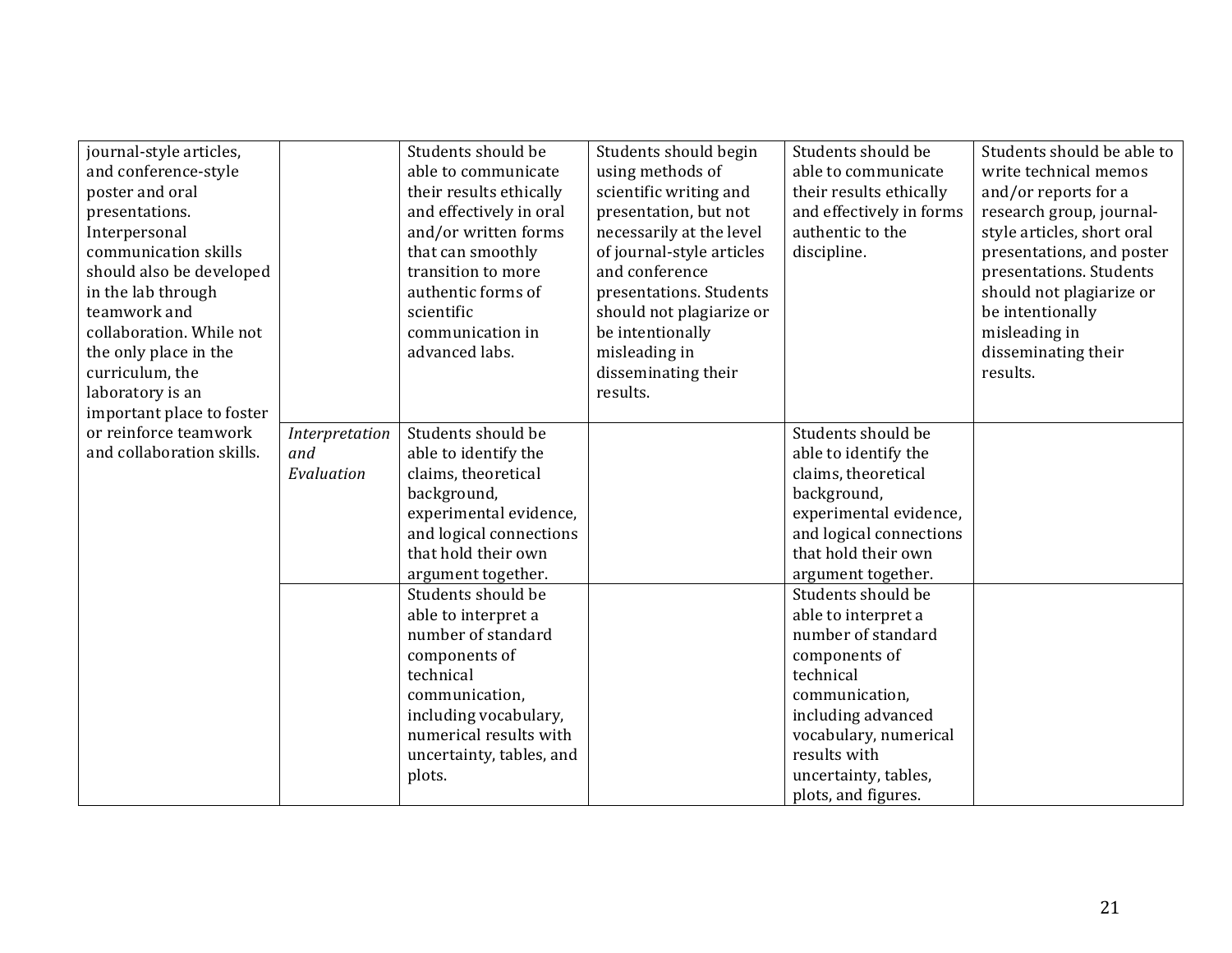| | | | | | |
|---|---|---|---|---|---|
| journal-style articles, and conference-style poster and oral presentations. Interpersonal communication skills should also be developed in the lab through teamwork and collaboration. While not the only place in the curriculum, the laboratory is an important place to foster or reinforce teamwork and collaboration skills. | | Students should be able to communicate their results ethically and effectively in oral and/or written forms that can smoothly transition to more authentic forms of scientific communication in advanced labs. | Students should begin using methods of scientific writing and presentation, but not necessarily at the level of journal-style articles and conference presentations. Students should not plagiarize or be intentionally misleading in disseminating their results. | Students should be able to communicate their results ethically and effectively in forms authentic to the discipline. | Students should be able to write technical memos and/or reports for a research group, journal-style articles, short oral presentations, and poster presentations. Students should not plagiarize or be intentionally misleading in disseminating their results. |
| | *Interpretation and Evaluation* | Students should be able to identify the claims, theoretical background, experimental evidence, and logical connections that hold their own argument together. | | Students should be able to identify the claims, theoretical background, experimental evidence, and logical connections that hold their own argument together. | |
| | | Students should be able to interpret a number of standard components of technical communication, including vocabulary, numerical results with uncertainty, tables, and plots. | | Students should be able to interpret a number of standard components of technical communication, including advanced vocabulary, numerical results with uncertainty, tables, plots, and figures. | |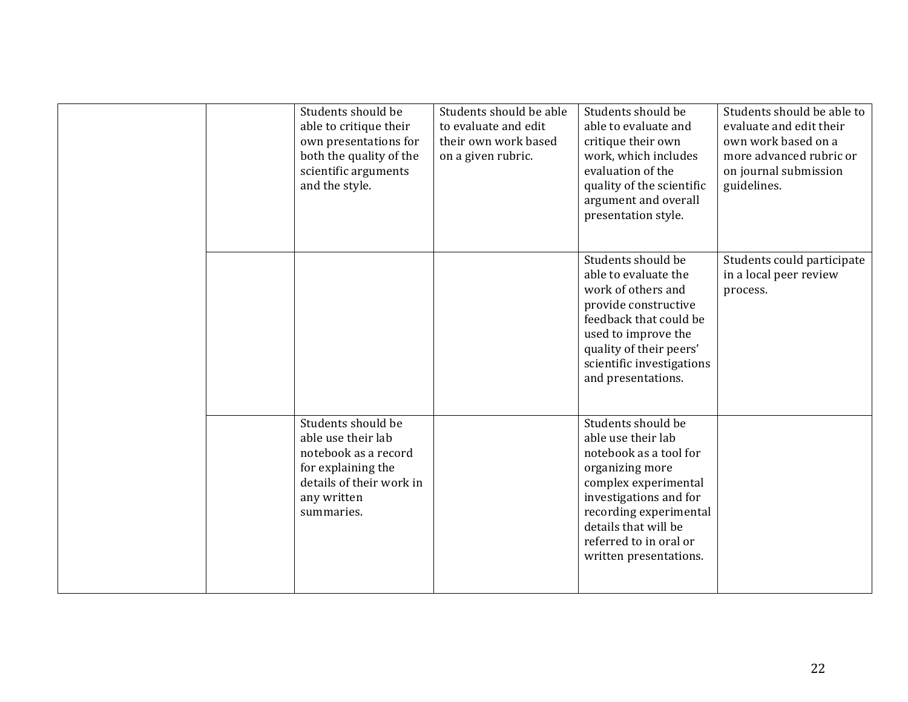| | | | | | |
|---|---|---|---|---|---|
| | | Students should be able to critique their own presentations for both the quality of the scientific arguments and the style. | Students should be able to evaluate and edit their own work based on a given rubric. | Students should be able to evaluate and critique their own work, which includes evaluation of the quality of the scientific argument and overall presentation style. | Students should be able to evaluate and edit their own work based on a more advanced rubric or on journal submission guidelines. |
| | | | | Students should be able to evaluate the work of others and provide constructive feedback that could be used to improve the quality of their peers' scientific investigations and presentations. | Students could participate in a local peer review process. |
| | | Students should be able use their lab notebook as a record for explaining the details of their work in any written summaries. | | Students should be able use their lab notebook as a tool for organizing more complex experimental investigations and for recording experimental details that will be referred to in oral or written presentations. | |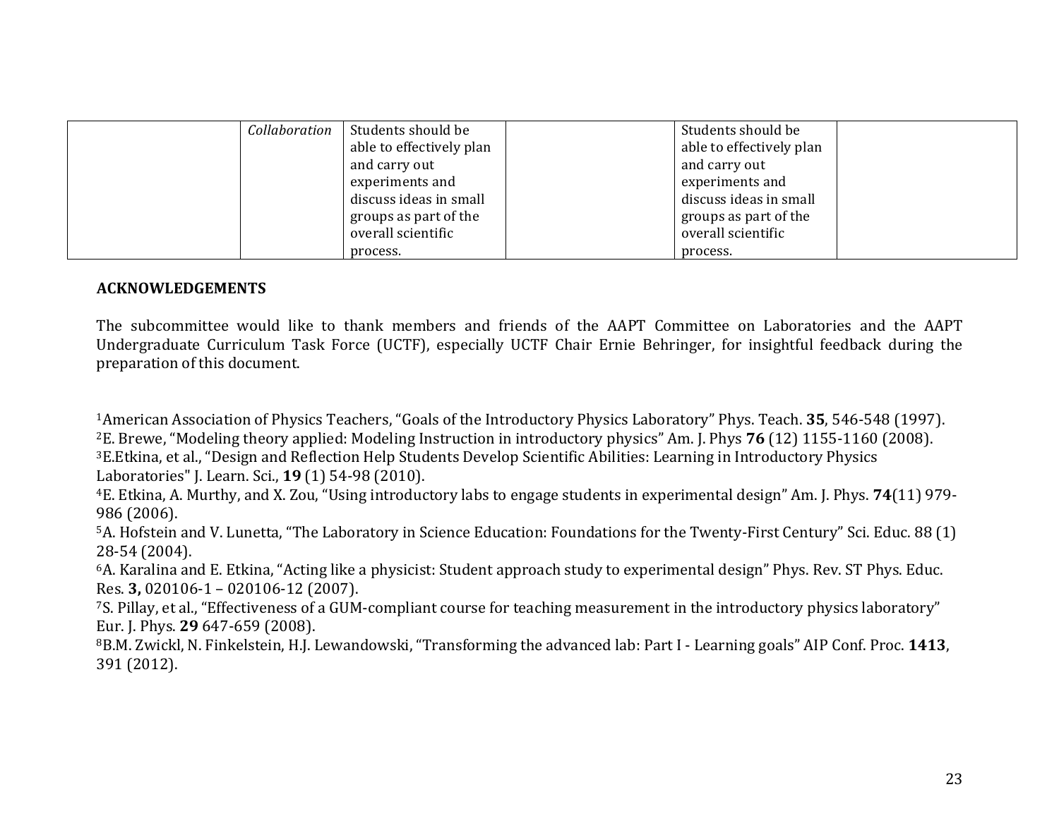| | *Collaboration* | Students should be able to effectively plan and carry out experiments and discuss ideas in small groups as part of the overall scientific process. | | Students should be able to effectively plan and carry out experiments and discuss ideas in small groups as part of the overall scientific process. | |
|---|---|---|---|---|---|

**ACKNOWLEDGEMENTS**

The subcommittee would like to thank members and friends of the AAPT Committee on Laboratories and the AAPT Undergraduate Curriculum Task Force (UCTF), especially UCTF Chair Ernie Behringer, for insightful feedback during the preparation of this document.

[1]American Association of Physics Teachers, "Goals of the Introductory Physics Laboratory" Phys. Teach. **35**, 546-548 (1997).
[2]E. Brewe, "Modeling theory applied: Modeling Instruction in introductory physics" Am. J. Phys **76** (12) 1155-1160 (2008).
[3]E.Etkina, et al., "Design and Reflection Help Students Develop Scientific Abilities: Learning in Introductory Physics Laboratories" J. Learn. Sci., **19** (1) 54-98 (2010).
[4]E. Etkina, A. Murthy, and X. Zou, "Using introductory labs to engage students in experimental design" Am. J. Phys. **74**(11) 979-986 (2006).
[5]A. Hofstein and V. Lunetta, "The Laboratory in Science Education: Foundations for the Twenty-First Century" Sci. Educ. 88 (1) 28-54 (2004).
[6]A. Karalina and E. Etkina, "Acting like a physicist: Student approach study to experimental design" Phys. Rev. ST Phys. Educ. Res. **3,** 020106-1 – 020106-12 (2007).
[7]S. Pillay, et al., "Effectiveness of a GUM-compliant course for teaching measurement in the introductory physics laboratory" Eur. J. Phys. **29** 647-659 (2008).
[8]B.M. Zwickl, N. Finkelstein, H.J. Lewandowski, "Transforming the advanced lab: Part I - Learning goals" AIP Conf. Proc. **1413**, 391 (2012).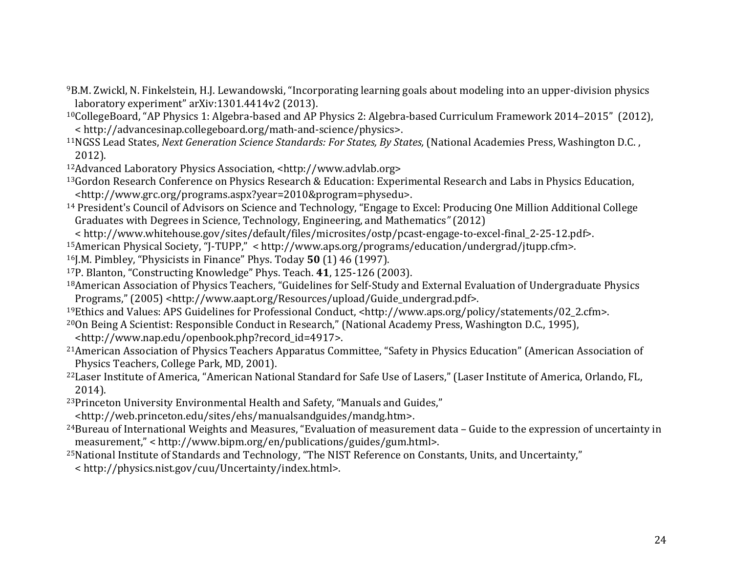[9]B.M. Zwickl, N. Finkelstein, H.J. Lewandowski, "Incorporating learning goals about modeling into an upper-division physics laboratory experiment" arXiv:1301.4414v2 (2013).

[10]CollegeBoard, "AP Physics 1: Algebra-based and AP Physics 2: Algebra-based Curriculum Framework 2014–2015" (2012), < http://advancesinap.collegeboard.org/math-and-science/physics>.

[11]NGSS Lead States, *Next Generation Science Standards: For States, By States,* (National Academies Press, Washington D.C. , 2012).

[12]Advanced Laboratory Physics Association, <http://www.advlab.org>

[13]Gordon Research Conference on Physics Research & Education: Experimental Research and Labs in Physics Education, <http://www.grc.org/programs.aspx?year=2010&program=physedu>.

[14] President's Council of Advisors on Science and Technology, "Engage to Excel: Producing One Million Additional College Graduates with Degrees in Science, Technology, Engineering, and Mathematics*"* (2012) < http://www.whitehouse.gov/sites/default/files/microsites/ostp/pcast-engage-to-excel-final_2-25-12.pdf>.

[15]American Physical Society, "J-TUPP," < http://www.aps.org/programs/education/undergrad/jtupp.cfm>.

[16]J.M. Pimbley, "Physicists in Finance" Phys. Today **50** (1) 46 (1997).

[17]P. Blanton, "Constructing Knowledge" Phys. Teach. **41**, 125-126 (2003).

[18]American Association of Physics Teachers, "Guidelines for Self-Study and External Evaluation of Undergraduate Physics Programs," (2005) <http://www.aapt.org/Resources/upload/Guide_undergrad.pdf>.

[19]Ethics and Values: APS Guidelines for Professional Conduct, <http://www.aps.org/policy/statements/02_2.cfm>.

[20]On Being A Scientist: Responsible Conduct in Research," (National Academy Press, Washington D.C., 1995), <http://www.nap.edu/openbook.php?record_id=4917>.

[21]American Association of Physics Teachers Apparatus Committee, "Safety in Physics Education" (American Association of Physics Teachers, College Park, MD, 2001).

[22]Laser Institute of America, "American National Standard for Safe Use of Lasers," (Laser Institute of America, Orlando, FL, 2014).

[23]Princeton University Environmental Health and Safety, "Manuals and Guides," <http://web.princeton.edu/sites/ehs/manualsandguides/mandg.htm>.

[24]Bureau of International Weights and Measures, "Evaluation of measurement data – Guide to the expression of uncertainty in measurement," < http://www.bipm.org/en/publications/guides/gum.html>.

[25]National Institute of Standards and Technology, "The NIST Reference on Constants, Units, and Uncertainty," < http://physics.nist.gov/cuu/Uncertainty/index.html>.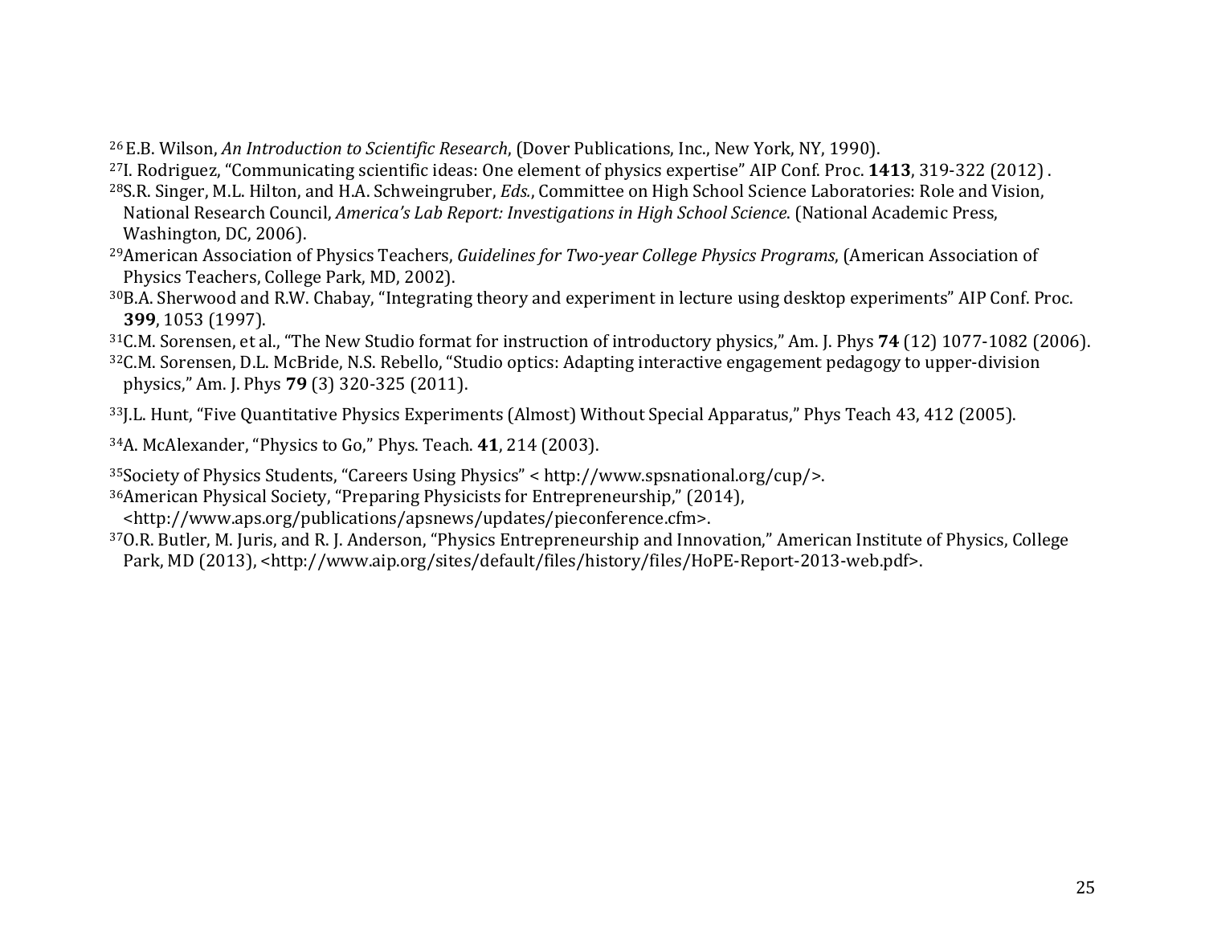[26] E.B. Wilson, *An Introduction to Scientific Research*, (Dover Publications, Inc., New York, NY, 1990).

[27]I. Rodriguez, "Communicating scientific ideas: One element of physics expertise" AIP Conf. Proc. **1413**, 319-322 (2012) .

[28]S.R. Singer, M.L. Hilton, and H.A. Schweingruber, *Eds.*, Committee on High School Science Laboratories: Role and Vision, National Research Council, *America's Lab Report: Investigations in High School Science*. (National Academic Press, Washington, DC, 2006).

[29]American Association of Physics Teachers, *Guidelines for Two-year College Physics Programs*, (American Association of Physics Teachers, College Park, MD, 2002).

[30]B.A. Sherwood and R.W. Chabay, "Integrating theory and experiment in lecture using desktop experiments" AIP Conf. Proc. **399**, 1053 (1997).

[31]C.M. Sorensen, et al., "The New Studio format for instruction of introductory physics," Am. J. Phys **74** (12) 1077-1082 (2006).

[32]C.M. Sorensen, D.L. McBride, N.S. Rebello, "Studio optics: Adapting interactive engagement pedagogy to upper-division physics," Am. J. Phys **79** (3) 320-325 (2011).

[33]J.L. Hunt, "Five Quantitative Physics Experiments (Almost) Without Special Apparatus," Phys Teach 43, 412 (2005).

[34]A. McAlexander, "Physics to Go," Phys. Teach. **41**, 214 (2003).

[35]Society of Physics Students, "Careers Using Physics" < http://www.spsnational.org/cup/>.

[36]American Physical Society, "Preparing Physicists for Entrepreneurship," (2014), <http://www.aps.org/publications/apsnews/updates/pieconference.cfm>.

[37]O.R. Butler, M. Juris, and R. J. Anderson, "Physics Entrepreneurship and Innovation," American Institute of Physics, College Park, MD (2013), <http://www.aip.org/sites/default/files/history/files/HoPE-Report-2013-web.pdf>.